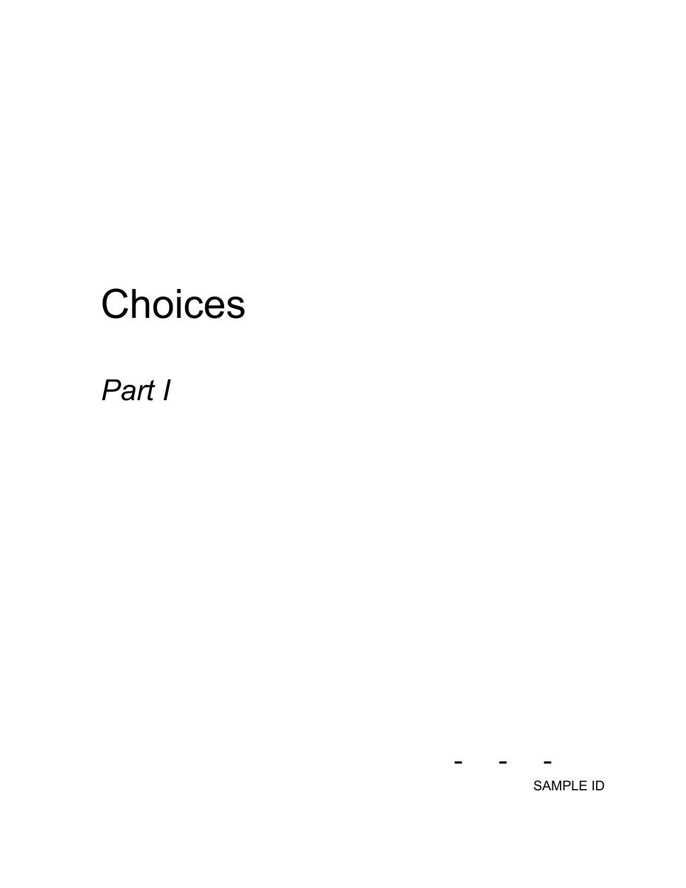# Choices

*Part I*

\- \- \-

SAMPLE ID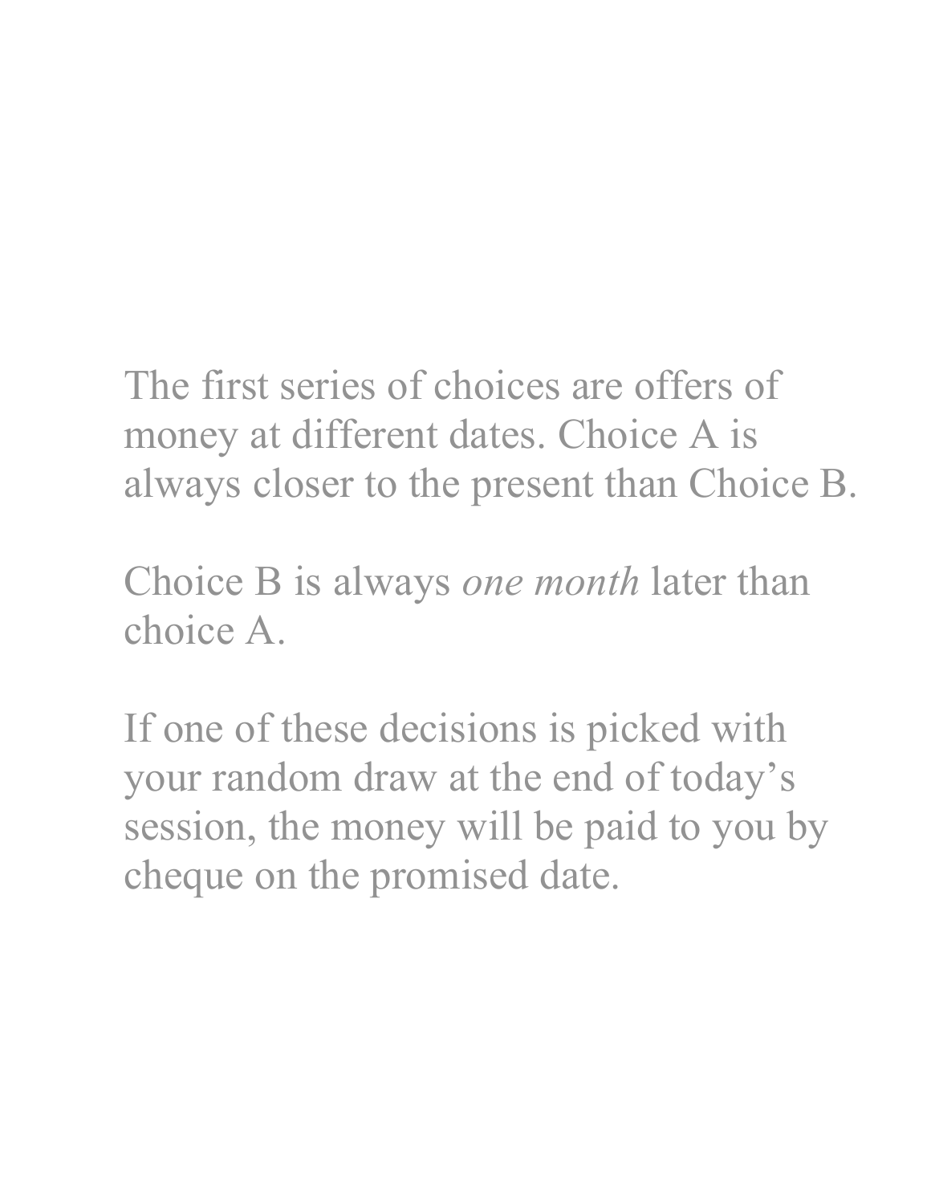The first series of choices are offers of money at different dates. Choice A is always closer to the present than Choice B.

Choice B is always *one month* later than choice A.

If one of these decisions is picked with your random draw at the end of today's session, the money will be paid to you by cheque on the promised date.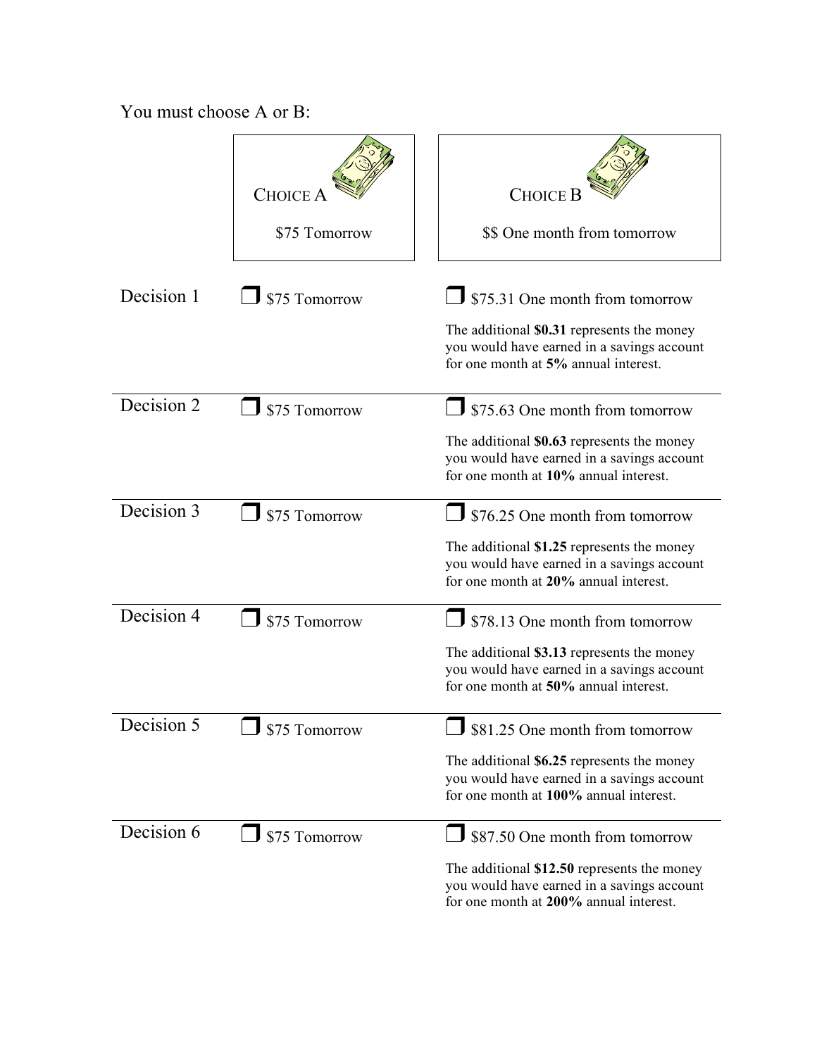You must choose A or B:

| | CHOICE A | CHOICE B |
|---|---|---|
| | $75 Tomorrow | $$ One month from tomorrow |
| Decision 1 | ❒ $75 Tomorrow | ❒ $75.31 One month from tomorrow<br><br>The additional **$0.31** represents the money you would have earned in a savings account for one month at **5%** annual interest. |
| Decision 2 | ❒ $75 Tomorrow | ❒ $75.63 One month from tomorrow<br><br>The additional **$0.63** represents the money you would have earned in a savings account for one month at **10%** annual interest. |
| Decision 3 | ❒ $75 Tomorrow | ❒ $76.25 One month from tomorrow<br><br>The additional **$1.25** represents the money you would have earned in a savings account for one month at **20%** annual interest. |
| Decision 4 | ❒ $75 Tomorrow | ❒ $78.13 One month from tomorrow<br><br>The additional **$3.13** represents the money you would have earned in a savings account for one month at **50%** annual interest. |
| Decision 5 | ❒ $75 Tomorrow | ❒ $81.25 One month from tomorrow<br><br>The additional **$6.25** represents the money you would have earned in a savings account for one month at **100%** annual interest. |
| Decision 6 | ❒ $75 Tomorrow | ❒ $87.50 One month from tomorrow<br><br>The additional **$12.50** represents the money you would have earned in a savings account for one month at **200%** annual interest. |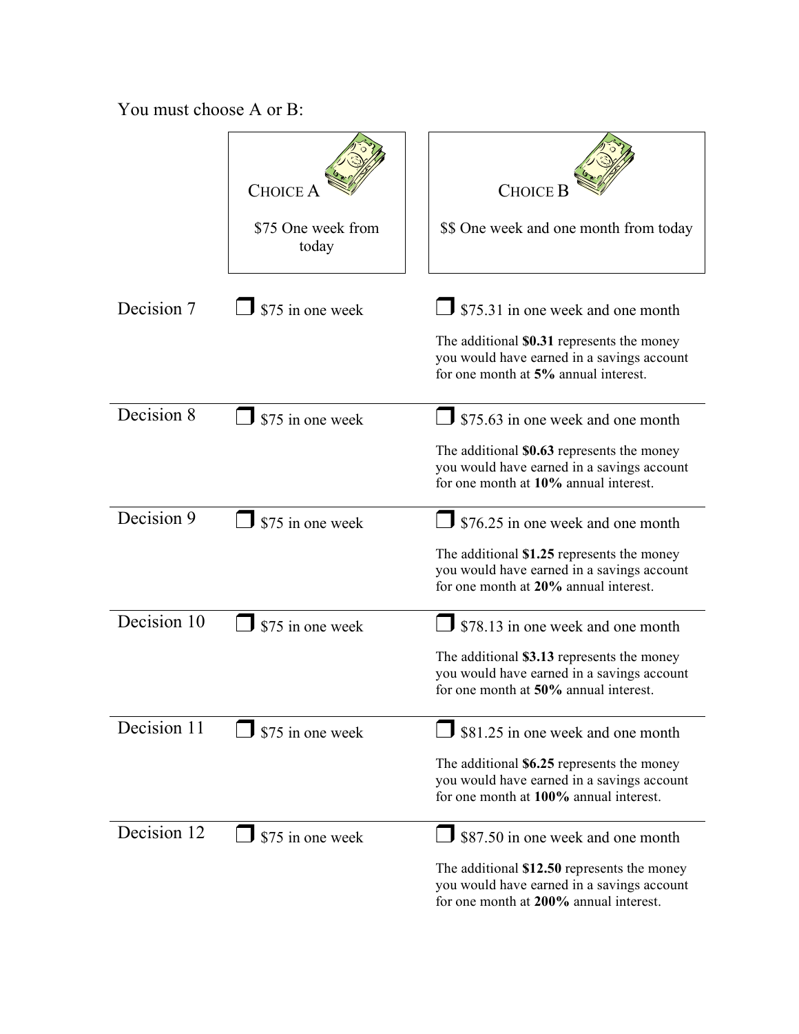You must choose A or B:

| | CHOICE A | CHOICE B |
|---|---|---|
| | $75 One week from today | $$ One week and one month from today |
| Decision 7 | ❐ $75 in one week | ❐ $75.31 in one week and one month<br><br>The additional **$0.31** represents the money you would have earned in a savings account for one month at **5%** annual interest. |
| Decision 8 | ❐ $75 in one week | ❐ $75.63 in one week and one month<br><br>The additional **$0.63** represents the money you would have earned in a savings account for one month at **10%** annual interest. |
| Decision 9 | ❐ $75 in one week | ❐ $76.25 in one week and one month<br><br>The additional **$1.25** represents the money you would have earned in a savings account for one month at **20%** annual interest. |
| Decision 10 | ❐ $75 in one week | ❐ $78.13 in one week and one month<br><br>The additional **$3.13** represents the money you would have earned in a savings account for one month at **50%** annual interest. |
| Decision 11 | ❐ $75 in one week | ❐ $81.25 in one week and one month<br><br>The additional **$6.25** represents the money you would have earned in a savings account for one month at **100%** annual interest. |
| Decision 12 | ❐ $75 in one week | ❐ $87.50 in one week and one month<br><br>The additional **$12.50** represents the money you would have earned in a savings account for one month at **200%** annual interest. |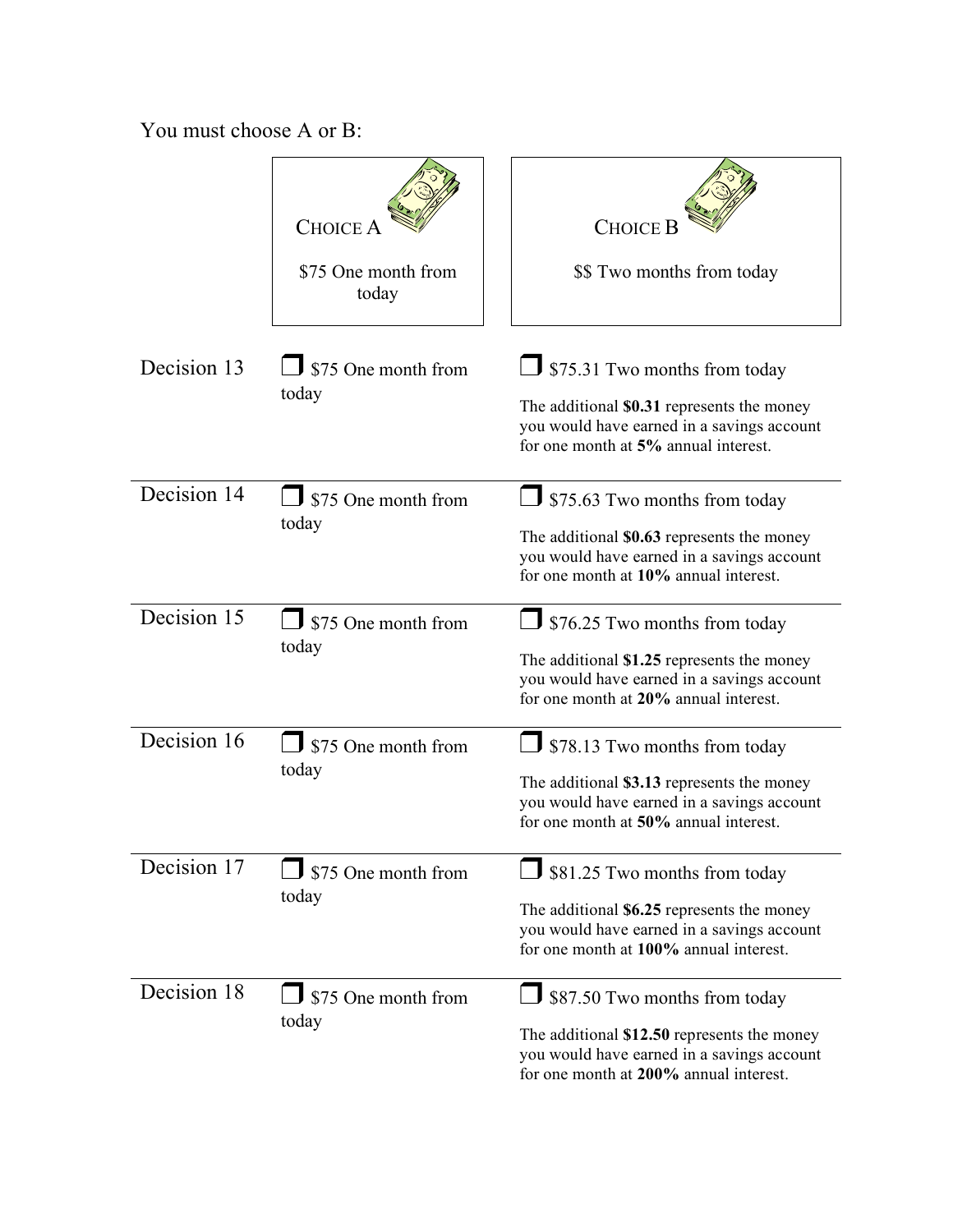You must choose A or B:

| | CHOICE A<br>$75 One month from today | CHOICE B<br>$$ Two months from today |
|---|---|---|
| Decision 13 | ❐ $75 One month from today | ❐ $75.31 Two months from today<br>The additional **$0.31** represents the money you would have earned in a savings account for one month at **5%** annual interest. |
| Decision 14 | ❐ $75 One month from today | ❐ $75.63 Two months from today<br>The additional **$0.63** represents the money you would have earned in a savings account for one month at **10%** annual interest. |
| Decision 15 | ❐ $75 One month from today | ❐ $76.25 Two months from today<br>The additional **$1.25** represents the money you would have earned in a savings account for one month at **20%** annual interest. |
| Decision 16 | ❐ $75 One month from today | ❐ $78.13 Two months from today<br>The additional **$3.13** represents the money you would have earned in a savings account for one month at **50%** annual interest. |
| Decision 17 | ❐ $75 One month from today | ❐ $81.25 Two months from today<br>The additional **$6.25** represents the money you would have earned in a savings account for one month at **100%** annual interest. |
| Decision 18 | ❐ $75 One month from today | ❐ $87.50 Two months from today<br>The additional **$12.50** represents the money you would have earned in a savings account for one month at **200%** annual interest. |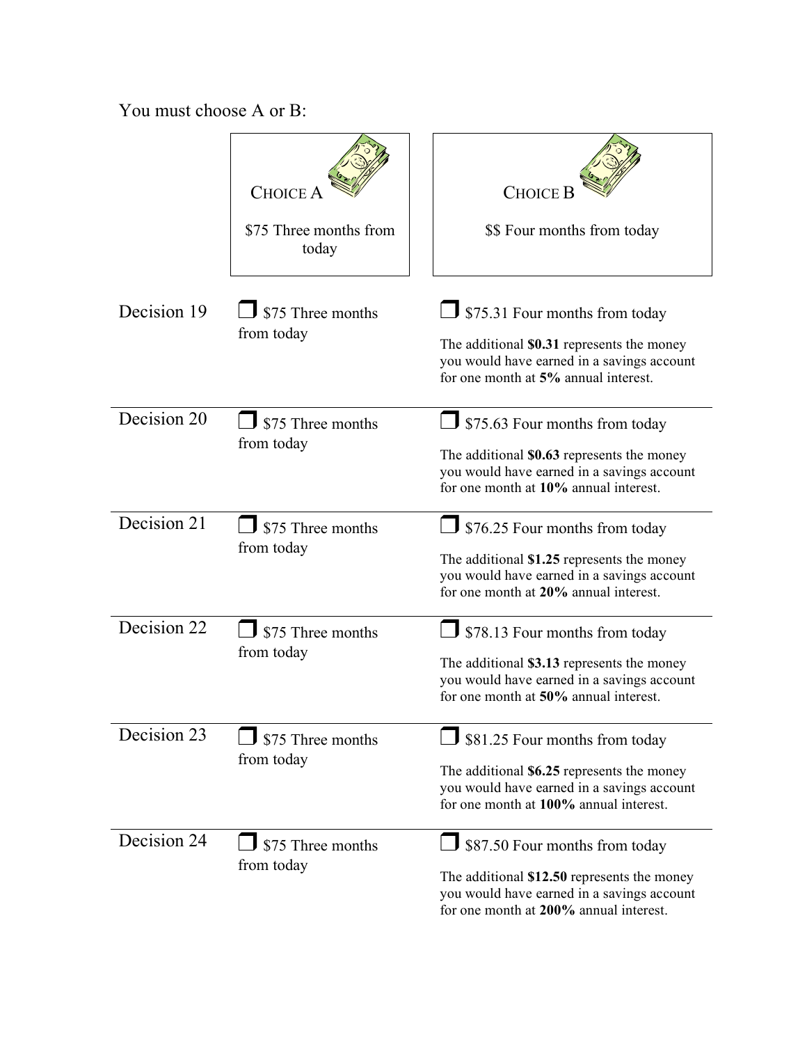You must choose A or B:

| | CHOICE A | CHOICE B |
|---|---|---|
| | $75 Three months from today | $$ Four months from today |
| Decision 19 | ❐ $75 Three months from today | ❐ $75.31 Four months from today<br><br>The additional **$0.31** represents the money you would have earned in a savings account for one month at **5%** annual interest. |
| Decision 20 | ❐ $75 Three months from today | ❐ $75.63 Four months from today<br><br>The additional **$0.63** represents the money you would have earned in a savings account for one month at **10%** annual interest. |
| Decision 21 | ❐ $75 Three months from today | ❐ $76.25 Four months from today<br><br>The additional **$1.25** represents the money you would have earned in a savings account for one month at **20%** annual interest. |
| Decision 22 | ❐ $75 Three months from today | ❐ $78.13 Four months from today<br><br>The additional **$3.13** represents the money you would have earned in a savings account for one month at **50%** annual interest. |
| Decision 23 | ❐ $75 Three months from today | ❐ $81.25 Four months from today<br><br>The additional **$6.25** represents the money you would have earned in a savings account for one month at **100%** annual interest. |
| Decision 24 | ❐ $75 Three months from today | ❐ $87.50 Four months from today<br><br>The additional **$12.50** represents the money you would have earned in a savings account for one month at **200%** annual interest. |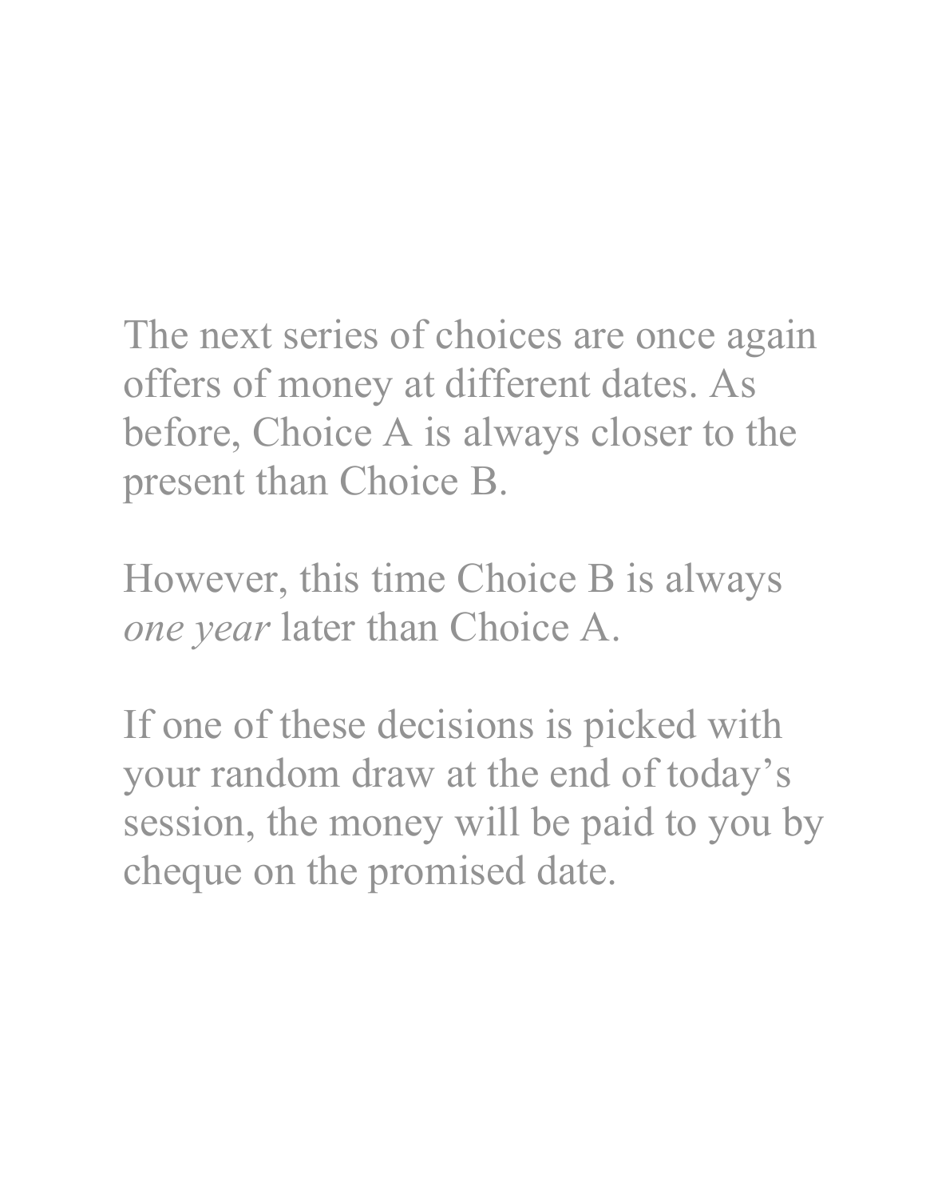The next series of choices are once again offers of money at different dates. As before, Choice A is always closer to the present than Choice B.

However, this time Choice B is always *one year* later than Choice A.

If one of these decisions is picked with your random draw at the end of today's session, the money will be paid to you by cheque on the promised date.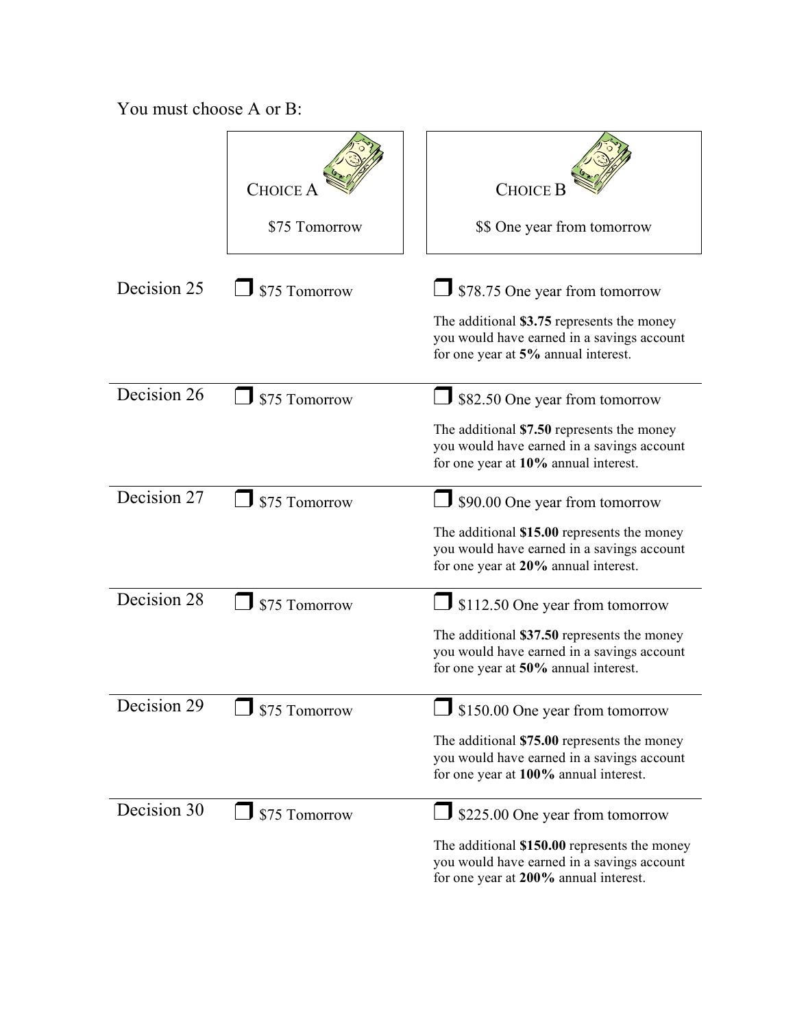You must choose A or B:

| | CHOICE A | CHOICE B |
|---|---|---|
| | $75 Tomorrow | $$ One year from tomorrow |
| Decision 25 | ❒ $75 Tomorrow | ❒ $78.75 One year from tomorrow<br><br>The additional **$3.75** represents the money you would have earned in a savings account for one year at **5%** annual interest. |
| Decision 26 | ❒ $75 Tomorrow | ❒ $82.50 One year from tomorrow<br><br>The additional **$7.50** represents the money you would have earned in a savings account for one year at **10%** annual interest. |
| Decision 27 | ❒ $75 Tomorrow | ❒ $90.00 One year from tomorrow<br><br>The additional **$15.00** represents the money you would have earned in a savings account for one year at **20%** annual interest. |
| Decision 28 | ❒ $75 Tomorrow | ❒ $112.50 One year from tomorrow<br><br>The additional **$37.50** represents the money you would have earned in a savings account for one year at **50%** annual interest. |
| Decision 29 | ❒ $75 Tomorrow | ❒ $150.00 One year from tomorrow<br><br>The additional **$75.00** represents the money you would have earned in a savings account for one year at **100%** annual interest. |
| Decision 30 | ❒ $75 Tomorrow | ❒ $225.00 One year from tomorrow<br><br>The additional **$150.00** represents the money you would have earned in a savings account for one year at **200%** annual interest. |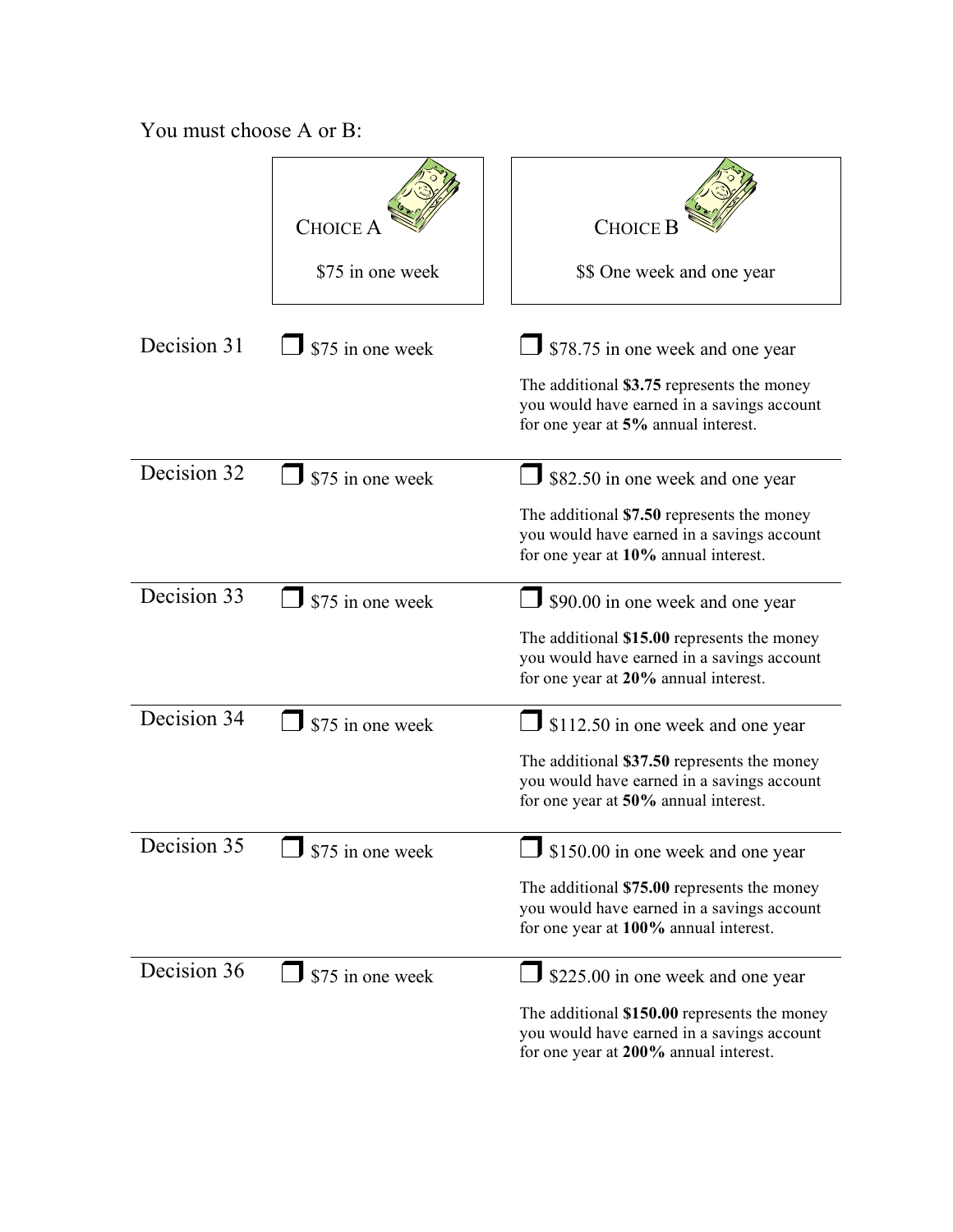You must choose A or B:

| | CHOICE A | CHOICE B |
|---|---|---|
| | $75 in one week | $$ One week and one year |
| Decision 31 | ❐ $75 in one week | ❐ $78.75 in one week and one year<br><br>The additional **$3.75** represents the money you would have earned in a savings account for one year at **5%** annual interest. |
| Decision 32 | ❐ $75 in one week | ❐ $82.50 in one week and one year<br><br>The additional **$7.50** represents the money you would have earned in a savings account for one year at **10%** annual interest. |
| Decision 33 | ❐ $75 in one week | ❐ $90.00 in one week and one year<br><br>The additional **$15.00** represents the money you would have earned in a savings account for one year at **20%** annual interest. |
| Decision 34 | ❐ $75 in one week | ❐ $112.50 in one week and one year<br><br>The additional **$37.50** represents the money you would have earned in a savings account for one year at **50%** annual interest. |
| Decision 35 | ❐ $75 in one week | ❐ $150.00 in one week and one year<br><br>The additional **$75.00** represents the money you would have earned in a savings account for one year at **100%** annual interest. |
| Decision 36 | ❐ $75 in one week | ❐ $225.00 in one week and one year<br><br>The additional **$150.00** represents the money you would have earned in a savings account for one year at **200%** annual interest. |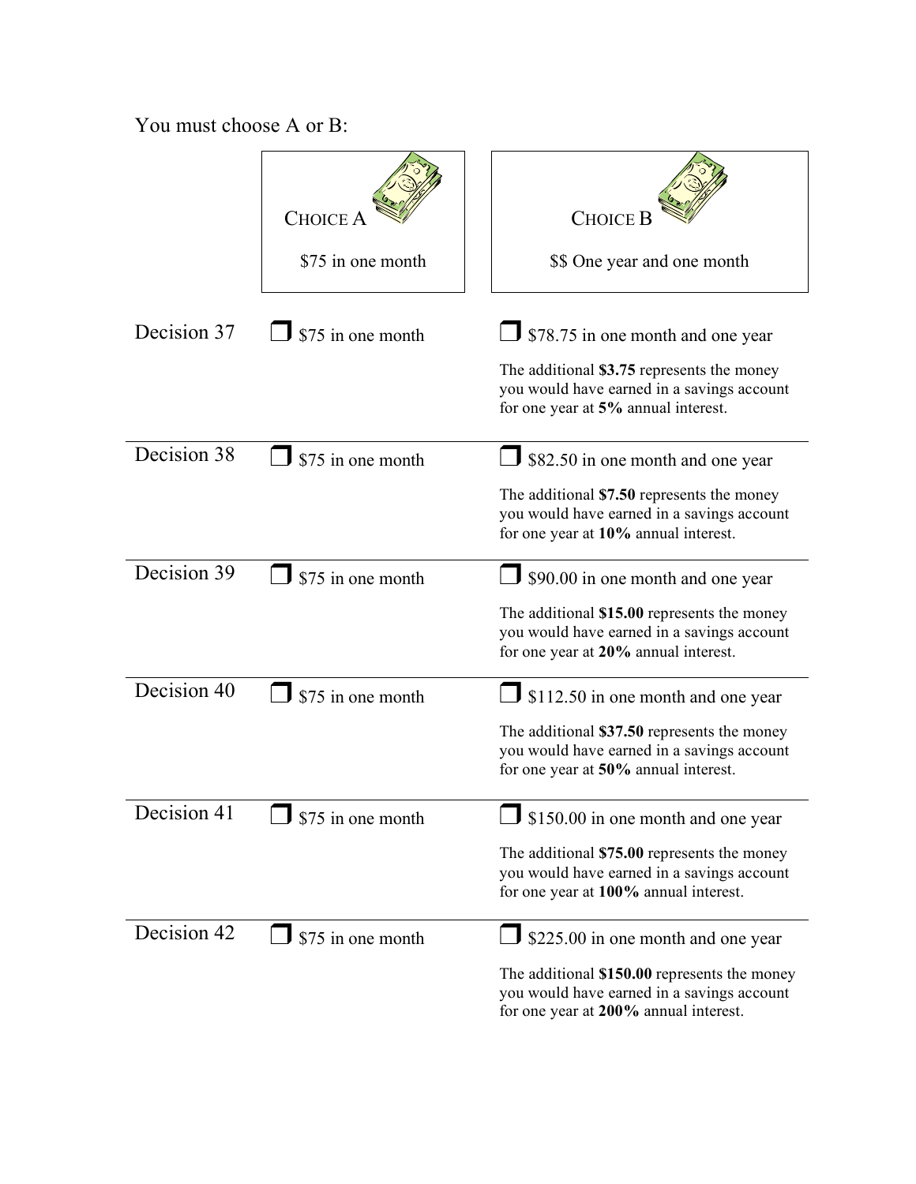You must choose A or B:

| | CHOICE A | CHOICE B |
|---|---|---|
| | $75 in one month | $$ One year and one month |
| Decision 37 | ❐ $75 in one month | ❐ $78.75 in one month and one year<br><br>The additional **$3.75** represents the money you would have earned in a savings account for one year at **5%** annual interest. |
| Decision 38 | ❐ $75 in one month | ❐ $82.50 in one month and one year<br><br>The additional **$7.50** represents the money you would have earned in a savings account for one year at **10%** annual interest. |
| Decision 39 | ❐ $75 in one month | ❐ $90.00 in one month and one year<br><br>The additional **$15.00** represents the money you would have earned in a savings account for one year at **20%** annual interest. |
| Decision 40 | ❐ $75 in one month | ❐ $112.50 in one month and one year<br><br>The additional **$37.50** represents the money you would have earned in a savings account for one year at **50%** annual interest. |
| Decision 41 | ❐ $75 in one month | ❐ $150.00 in one month and one year<br><br>The additional **$75.00** represents the money you would have earned in a savings account for one year at **100%** annual interest. |
| Decision 42 | ❐ $75 in one month | ❐ $225.00 in one month and one year<br><br>The additional **$150.00** represents the money you would have earned in a savings account for one year at **200%** annual interest. |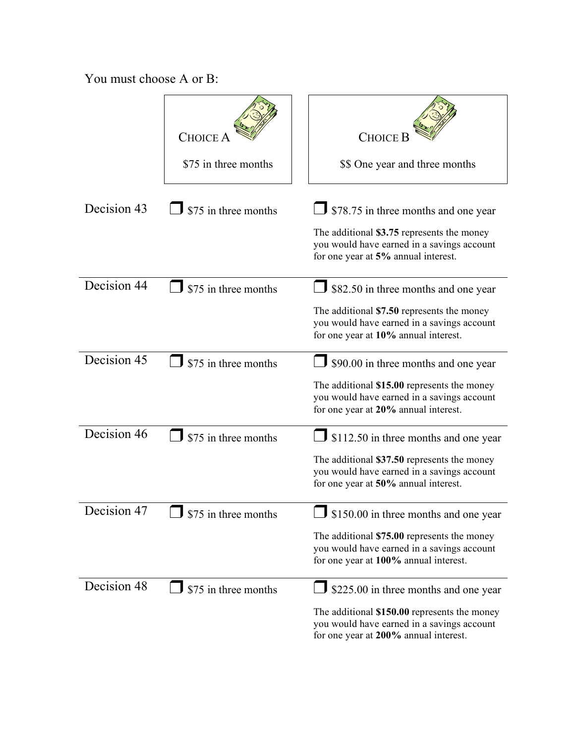You must choose A or B:

| | CHOICE A | CHOICE B |
|---|---|---|
| | $75 in three months | $$ One year and three months |
| Decision 43 | ❒ $75 in three months | ❒ $78.75 in three months and one year<br><br>The additional **$3.75** represents the money you would have earned in a savings account for one year at **5%** annual interest. |
| Decision 44 | ❒ $75 in three months | ❒ $82.50 in three months and one year<br><br>The additional **$7.50** represents the money you would have earned in a savings account for one year at **10%** annual interest. |
| Decision 45 | ❒ $75 in three months | ❒ $90.00 in three months and one year<br><br>The additional **$15.00** represents the money you would have earned in a savings account for one year at **20%** annual interest. |
| Decision 46 | ❒ $75 in three months | ❒ $112.50 in three months and one year<br><br>The additional **$37.50** represents the money you would have earned in a savings account for one year at **50%** annual interest. |
| Decision 47 | ❒ $75 in three months | ❒ $150.00 in three months and one year<br><br>The additional **$75.00** represents the money you would have earned in a savings account for one year at **100%** annual interest. |
| Decision 48 | ❒ $75 in three months | ❒ $225.00 in three months and one year<br><br>The additional **$150.00** represents the money you would have earned in a savings account for one year at **200%** annual interest. |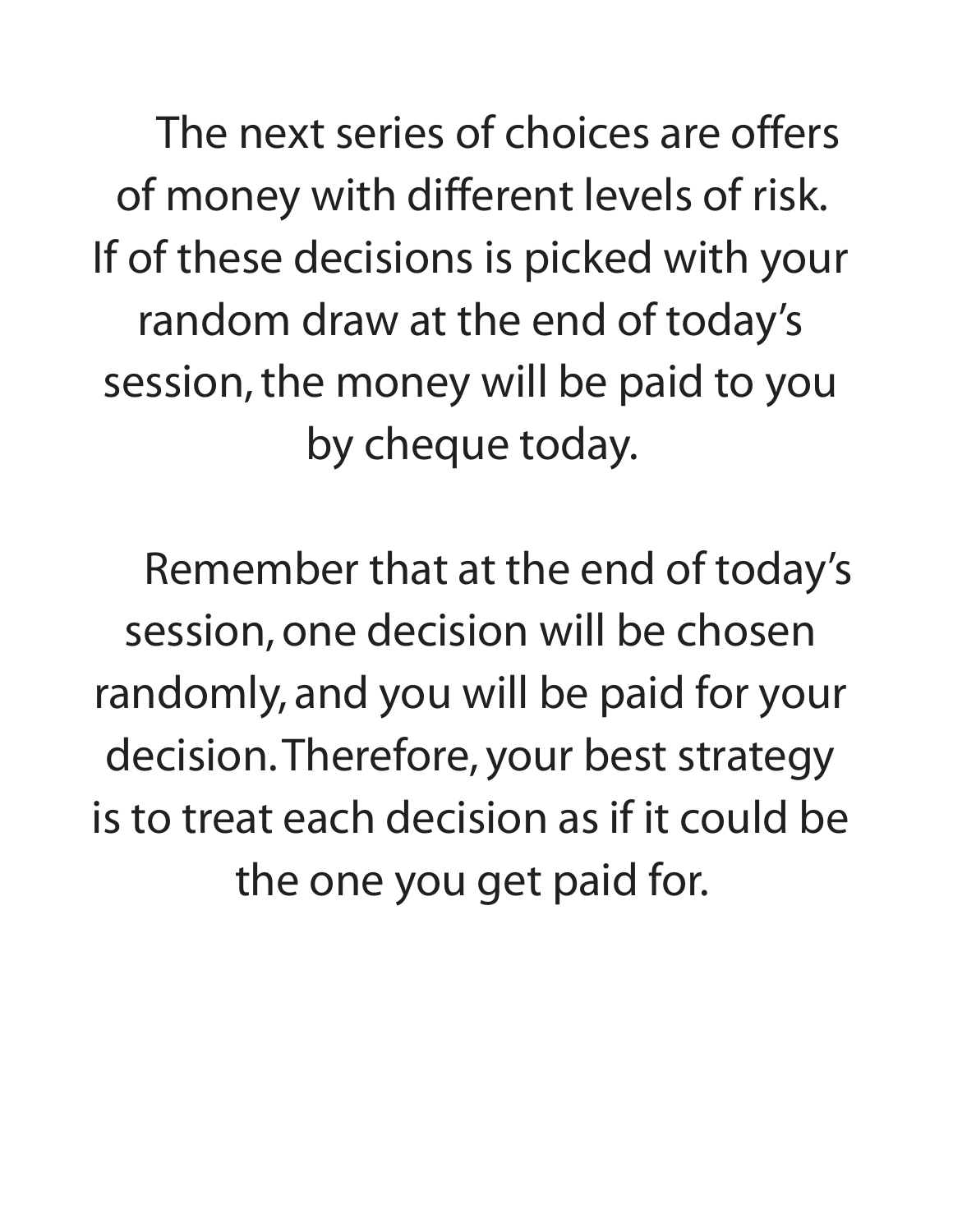The next series of choices are offers of money with different levels of risk. If of these decisions is picked with your random draw at the end of today's session, the money will be paid to you by cheque today.

Remember that at the end of today's session, one decision will be chosen randomly, and you will be paid for your decision. Therefore, your best strategy is to treat each decision as if it could be the one you get paid for.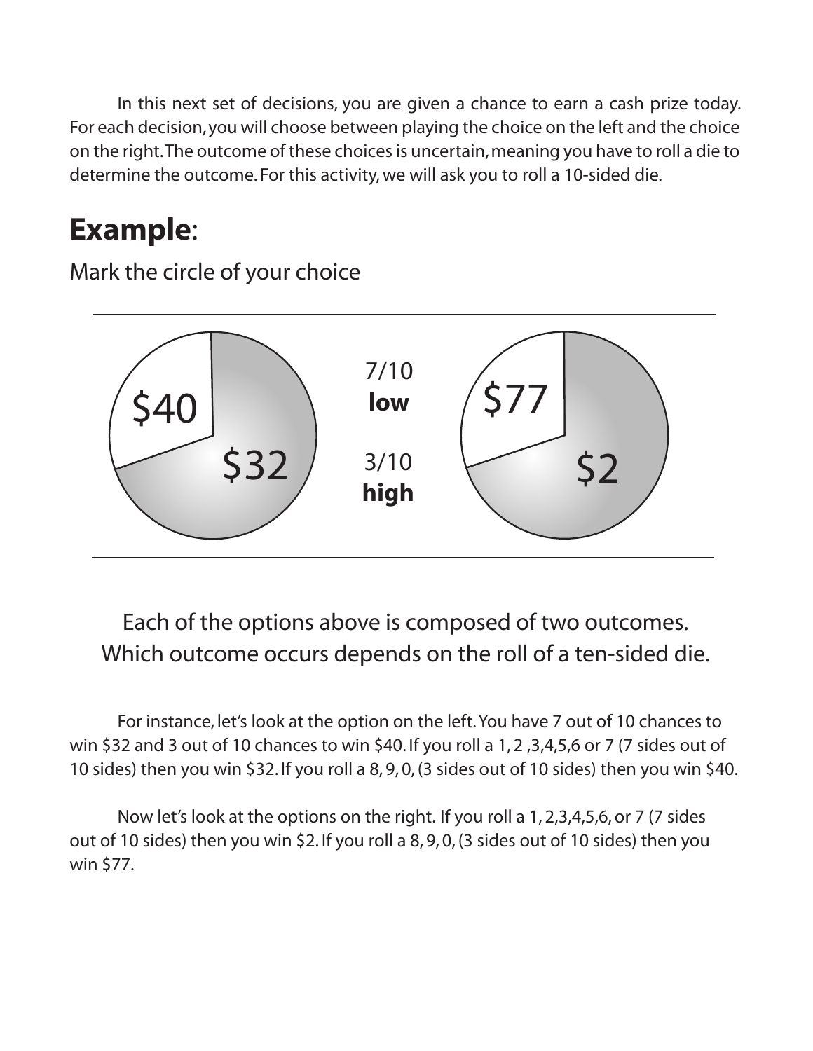In this next set of decisions, you are given a chance to earn a cash prize today. For each decision, you will choose between playing the choice on the left and the choice on the right. The outcome of these choices is uncertain, meaning you have to roll a die to determine the outcome. For this activity, we will ask you to roll a 10-sided die.

## **Example**:

Mark the circle of your choice

| Left | | Right |
|---|---|---|
| $40 | 7/10 **low** | $77 |
| $32 | 3/10 **high** | $2 |

Each of the options above is composed of two outcomes. Which outcome occurs depends on the roll of a ten-sided die.

For instance, let's look at the option on the left. You have 7 out of 10 chances to win $32 and 3 out of 10 chances to win $40. If you roll a 1, 2 ,3,4,5,6 or 7 (7 sides out of 10 sides) then you win $32. If you roll a 8, 9, 0, (3 sides out of 10 sides) then you win $40.

Now let's look at the options on the right. If you roll a 1, 2,3,4,5,6, or 7 (7 sides out of 10 sides) then you win $2. If you roll a 8, 9, 0, (3 sides out of 10 sides) then you win $77.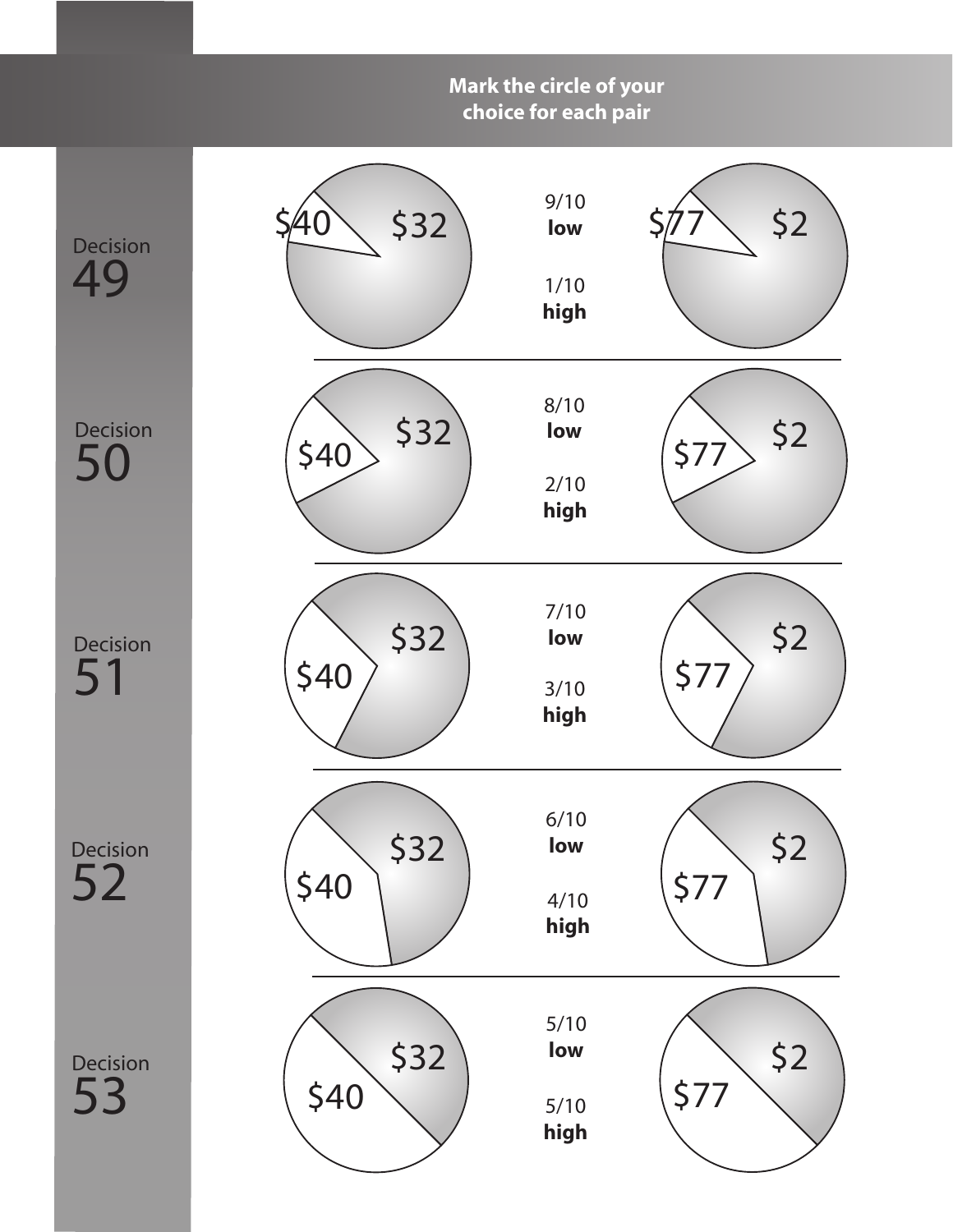**Mark the circle of your choice for each pair**

| Decision | Left option | Probabilities | Right option |
|---|---|---|---|
| Decision 49 | \$40 / \$32 | 9/10 **low**; 1/10 **high** | \$77 / \$2 |
| Decision 50 | \$40 / \$32 | 8/10 **low**; 2/10 **high** | \$77 / \$2 |
| Decision 51 | \$40 / \$32 | 7/10 **low**; 3/10 **high** | \$77 / \$2 |
| Decision 52 | \$40 / \$32 | 6/10 **low**; 4/10 **high** | \$77 / \$2 |
| Decision 53 | \$40 / \$32 | 5/10 **low**; 5/10 **high** | \$77 / \$2 |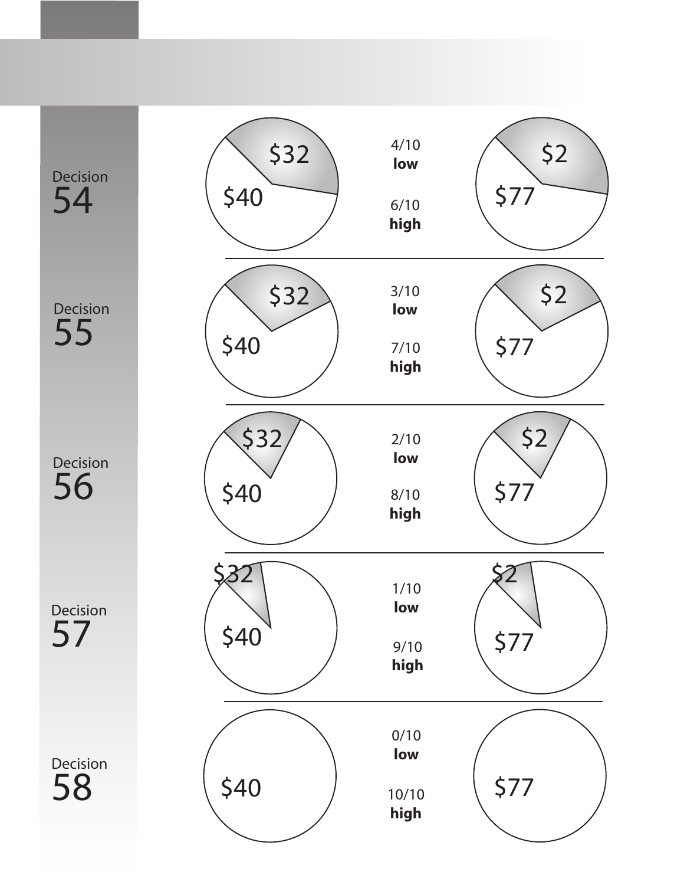| Decision | Option A | Probabilities | Option B |
|---|---|---|---|
| Decision 54 | $32 / $40 | 4/10 **low** / 6/10 **high** | $2 / $77 |
| Decision 55 | $32 / $40 | 3/10 **low** / 7/10 **high** | $2 / $77 |
| Decision 56 | $32 / $40 | 2/10 **low** / 8/10 **high** | $2 / $77 |
| Decision 57 | $32 / $40 | 1/10 **low** / 9/10 **high** | $2 / $77 |
| Decision 58 | $40 | 0/10 **low** / 10/10 **high** | $77 |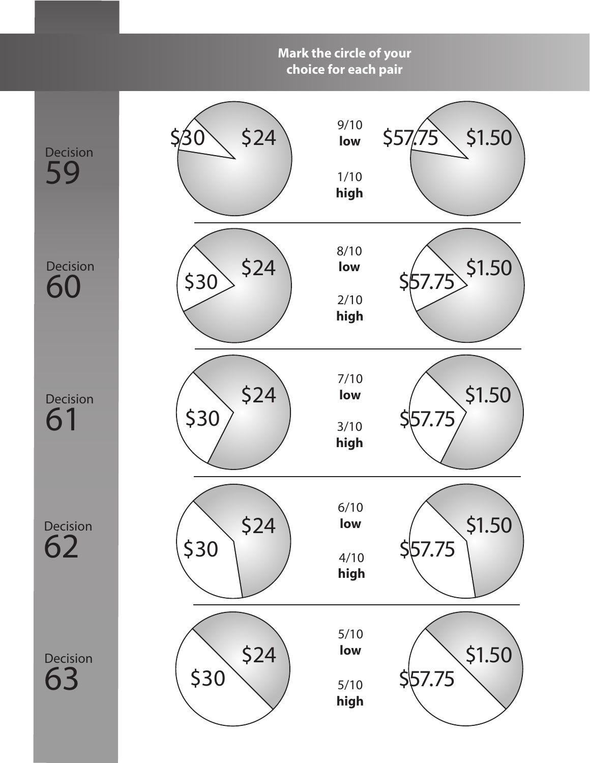**Mark the circle of your choice for each pair**

| Decision | Left option | Probabilities | Right option |
|---|---|---|---|
| Decision 59 | $30 / $24 | 9/10 **low**, 1/10 **high** | $57.75 / $1.50 |
| Decision 60 | $30 / $24 | 8/10 **low**, 2/10 **high** | $57.75 / $1.50 |
| Decision 61 | $30 / $24 | 7/10 **low**, 3/10 **high** | $57.75 / $1.50 |
| Decision 62 | $30 / $24 | 6/10 **low**, 4/10 **high** | $57.75 / $1.50 |
| Decision 63 | $30 / $24 | 5/10 **low**, 5/10 **high** | $57.75 / $1.50 |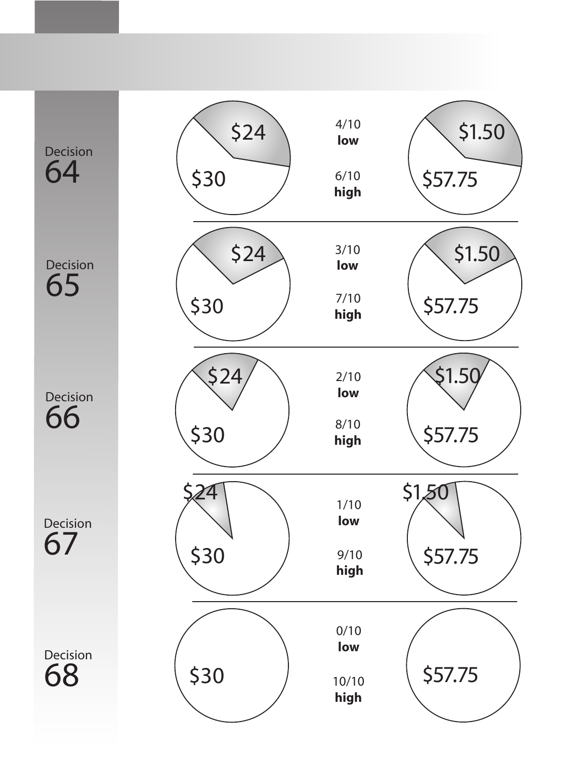| Decision | Option A | Probability | Option B |
|---|---|---|---|
| Decision 64 | $24 / $30 | 4/10 **low**<br>6/10 **high** | $1.50 / $57.75 |
| Decision 65 | $24 / $30 | 3/10 **low**<br>7/10 **high** | $1.50 / $57.75 |
| Decision 66 | $24 / $30 | 2/10 **low**<br>8/10 **high** | $1.50 / $57.75 |
| Decision 67 | $24 / $30 | 1/10 **low**<br>9/10 **high** | $1.50 / $57.75 |
| Decision 68 | $30 | 0/10 **low**<br>10/10 **high** | $57.75 |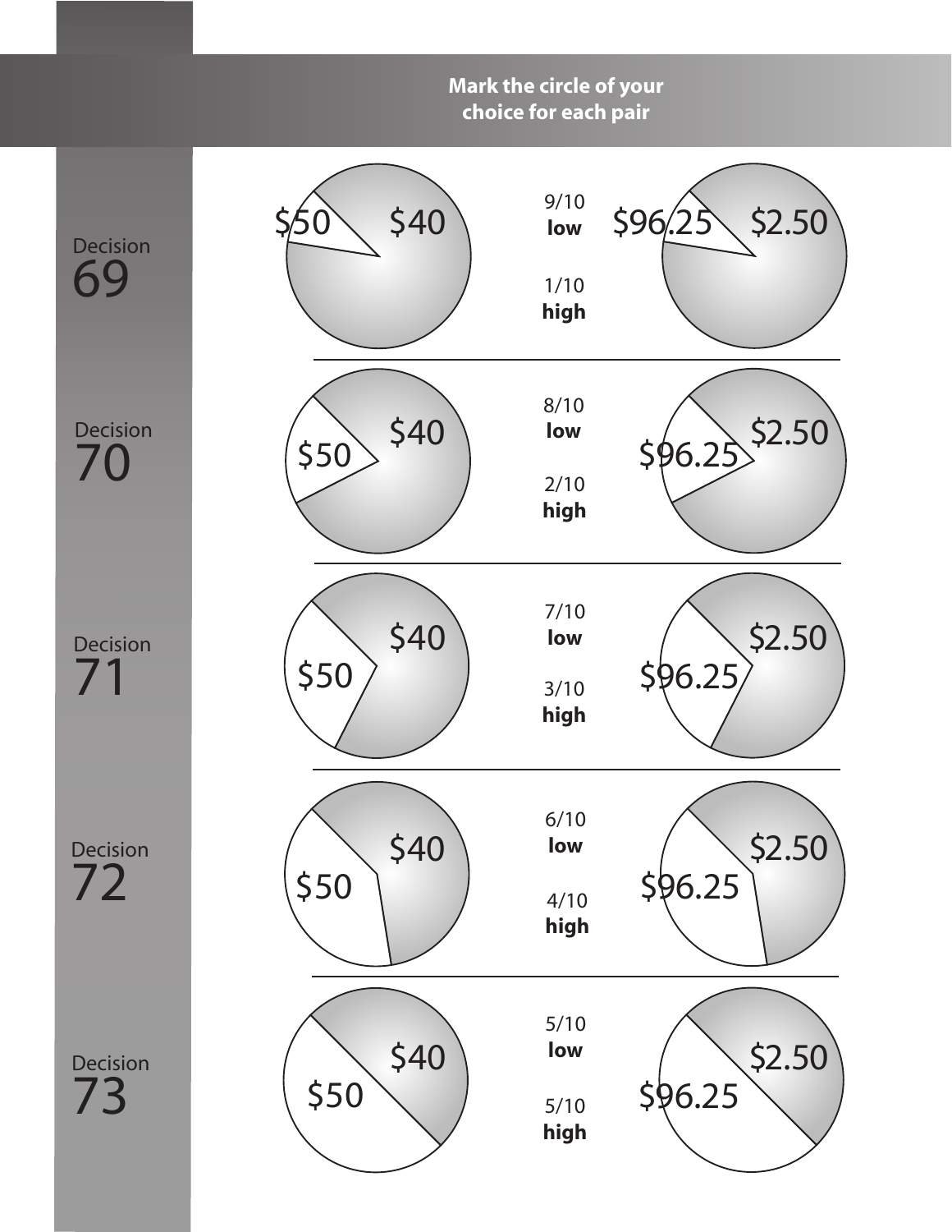**Mark the circle of your choice for each pair**

| Decision | Left option | Probabilities | Right option |
|---|---|---|---|
| Decision 69 | \$50 / \$40 | 9/10 **low**, 1/10 **high** | \$96.25 / \$2.50 |
| Decision 70 | \$50 / \$40 | 8/10 **low**, 2/10 **high** | \$96.25 / \$2.50 |
| Decision 71 | \$50 / \$40 | 7/10 **low**, 3/10 **high** | \$96.25 / \$2.50 |
| Decision 72 | \$50 / \$40 | 6/10 **low**, 4/10 **high** | \$96.25 / \$2.50 |
| Decision 73 | \$50 / \$40 | 5/10 **low**, 5/10 **high** | \$96.25 / \$2.50 |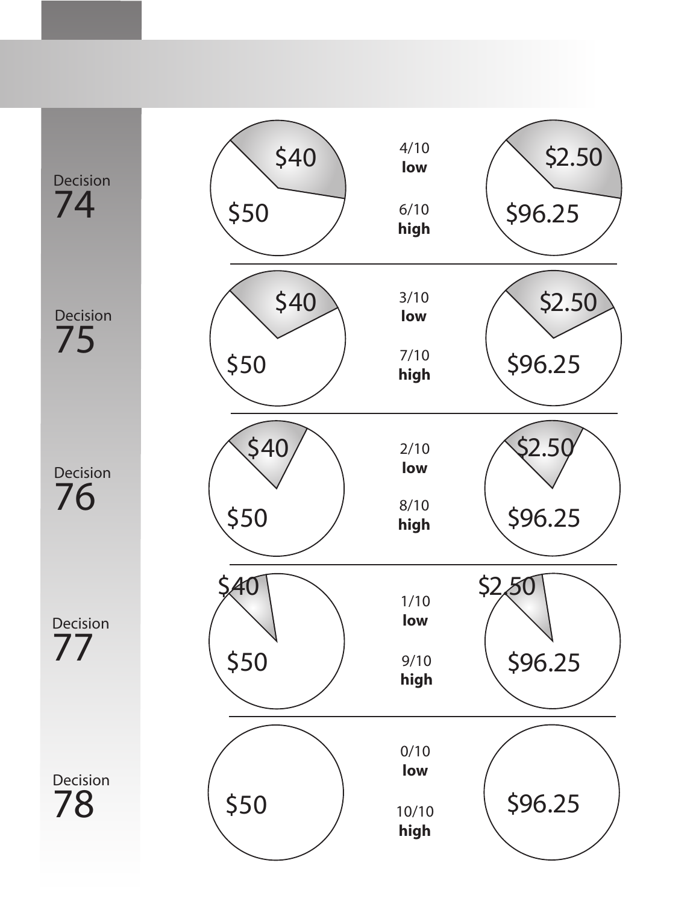| Decision | Option A | Probabilities | Option B |
|---|---|---|---|
| Decision 74 | $40 / $50 | 4/10 **low**, 6/10 **high** | $2.50 / $96.25 |
| Decision 75 | $40 / $50 | 3/10 **low**, 7/10 **high** | $2.50 / $96.25 |
| Decision 76 | $40 / $50 | 2/10 **low**, 8/10 **high** | $2.50 / $96.25 |
| Decision 77 | $40 / $50 | 1/10 **low**, 9/10 **high** | $2.50 / $96.25 |
| Decision 78 | $50 | 0/10 **low**, 10/10 **high** | $96.25 |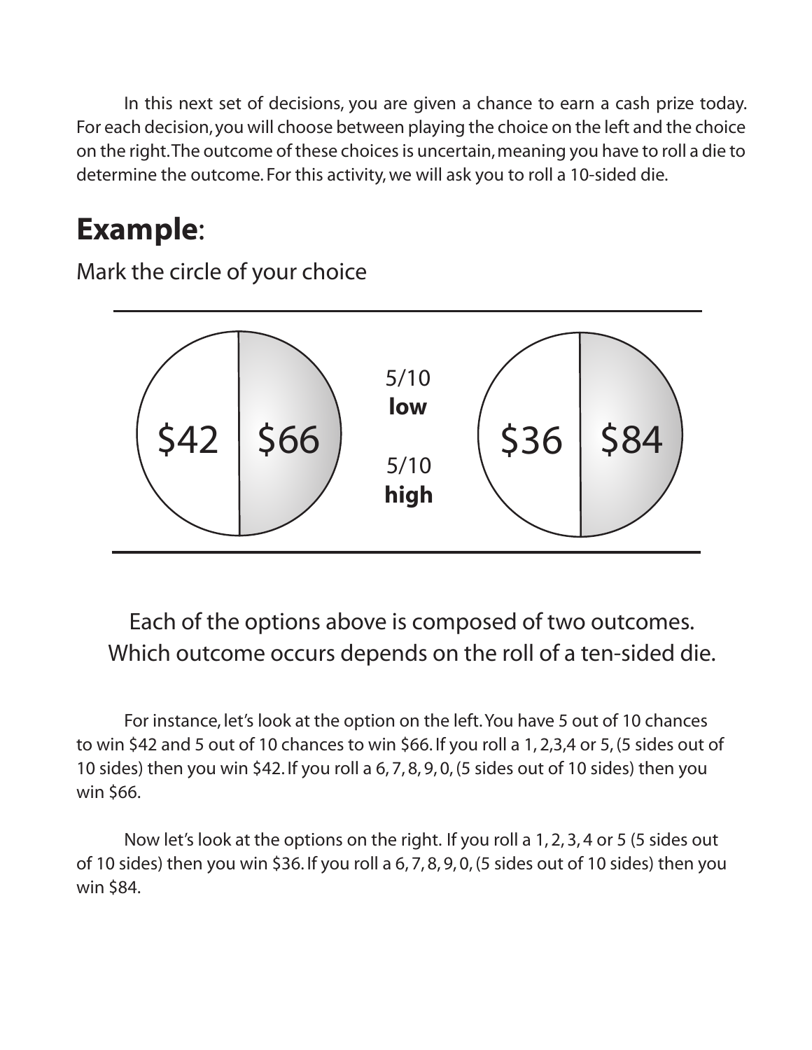In this next set of decisions, you are given a chance to earn a cash prize today. For each decision, you will choose between playing the choice on the left and the choice on the right. The outcome of these choices is uncertain, meaning you have to roll a die to determine the outcome. For this activity, we will ask you to roll a 10-sided die.

## **Example**:

Mark the circle of your choice

| Left option | | | Right option | |
|---|---|---|---|---|
| $42 | $66 | 5/10 **low** / 5/10 **high** | $36 | $84 |

Each of the options above is composed of two outcomes. Which outcome occurs depends on the roll of a ten-sided die.

For instance, let's look at the option on the left. You have 5 out of 10 chances to win $42 and 5 out of 10 chances to win $66. If you roll a 1, 2,3,4 or 5, (5 sides out of 10 sides) then you win $42. If you roll a 6, 7, 8, 9, 0, (5 sides out of 10 sides) then you win $66.

Now let's look at the options on the right. If you roll a 1, 2, 3, 4 or 5 (5 sides out of 10 sides) then you win $36. If you roll a 6, 7, 8, 9, 0, (5 sides out of 10 sides) then you win $84.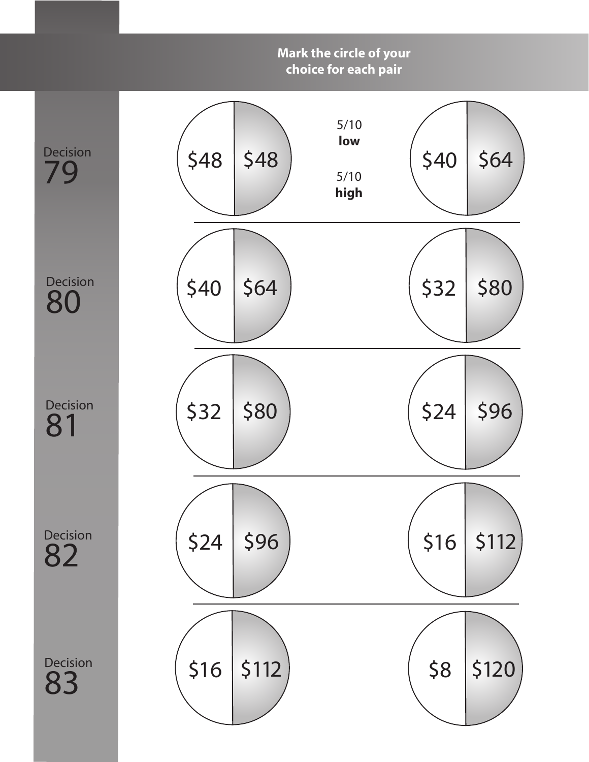**Mark the circle of your choice for each pair**

| Decision | Option A (low / high) | Probability | Option B (low / high) |
| --- | --- | --- | --- |
| Decision 79 | $48 / $48 | 5/10 **low**, 5/10 **high** | $40 / $64 |
| Decision 80 | $40 / $64 | | $32 / $80 |
| Decision 81 | $32 / $80 | | $24 / $96 |
| Decision 82 | $24 / $96 | | $16 / $112 |
| Decision 83 | $16 / $112 | | $8 / $120 |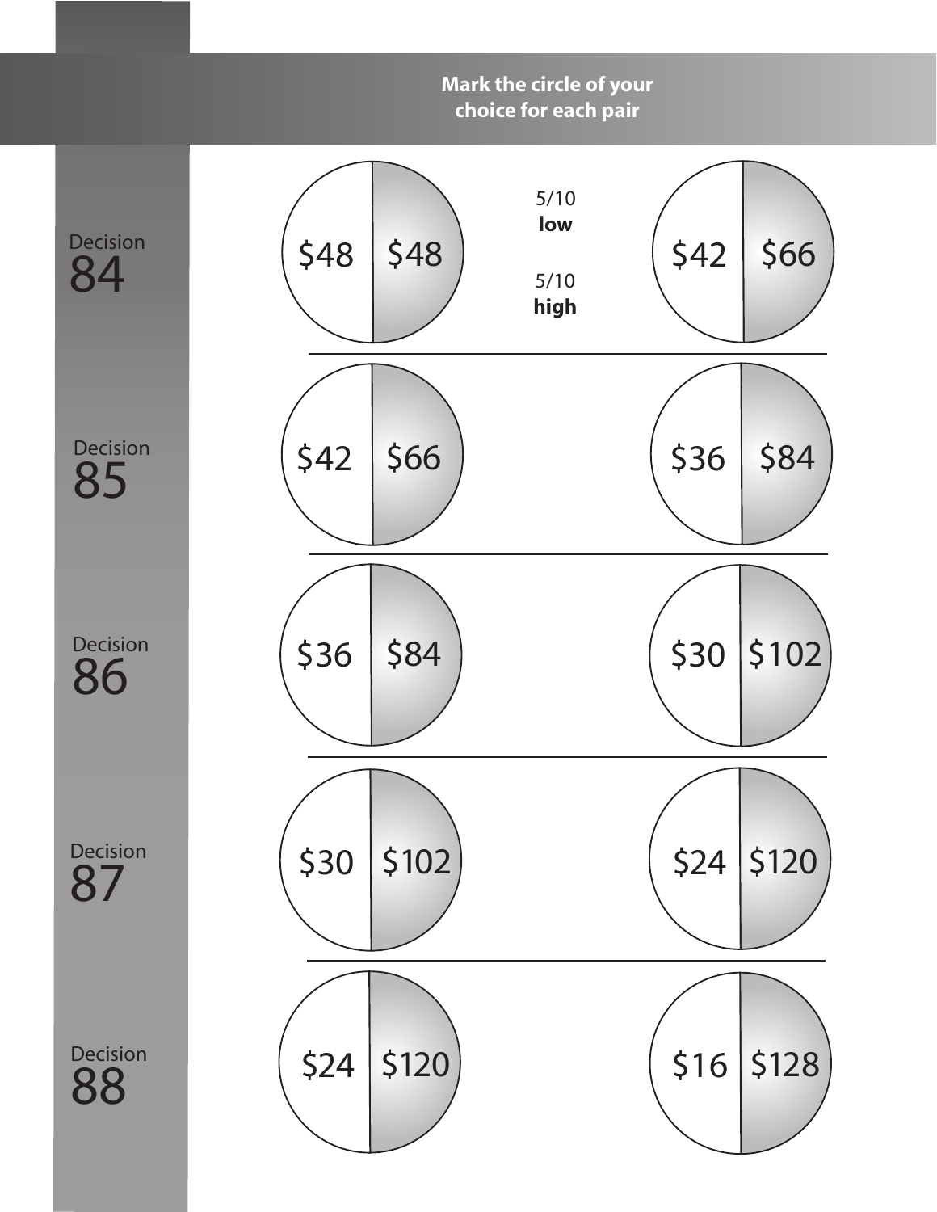**Mark the circle of your choice for each pair**

5/10 **low**

5/10 **high**

| Decision | Left option (low / high) | Right option (low / high) |
|---|---|---|
| Decision 84 | $48 / $48 | $42 / $66 |
| Decision 85 | $42 / $66 | $36 / $84 |
| Decision 86 | $36 / $84 | $30 / $102 |
| Decision 87 | $30 / $102 | $24 / $120 |
| Decision 88 | $24 / $120 | $16 / $128 |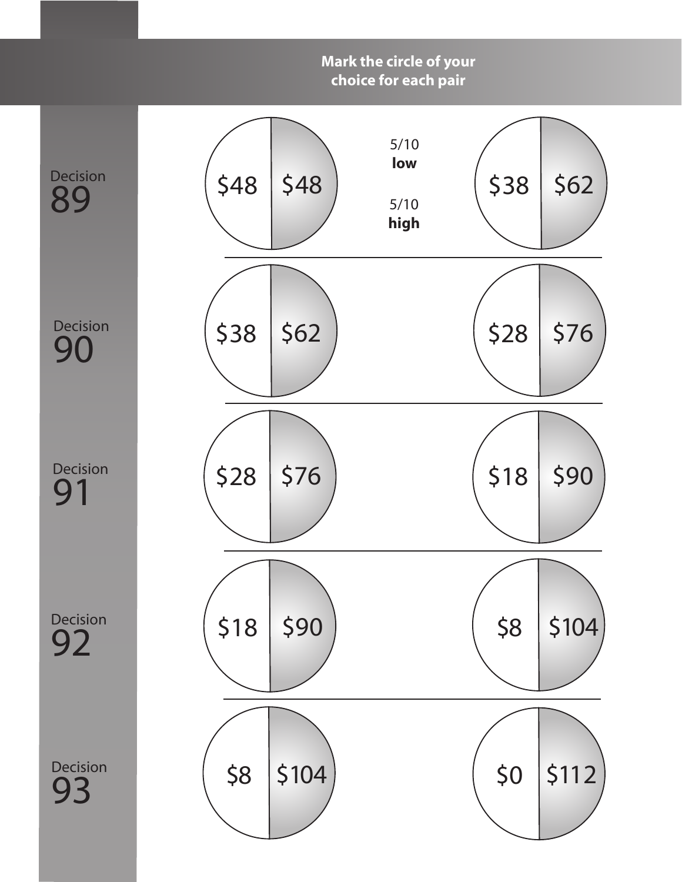**Mark the circle of your choice for each pair**

5/10 **low**

5/10 **high**

| Decision | Option A (low / high) | Option B (low / high) |
|---|---|---|
| Decision 89 | \$48 / \$48 | \$38 / \$62 |
| Decision 90 | \$38 / \$62 | \$28 / \$76 |
| Decision 91 | \$28 / \$76 | \$18 / \$90 |
| Decision 92 | \$18 / \$90 | \$8 / \$104 |
| Decision 93 | \$8 / \$104 | \$0 / \$112 |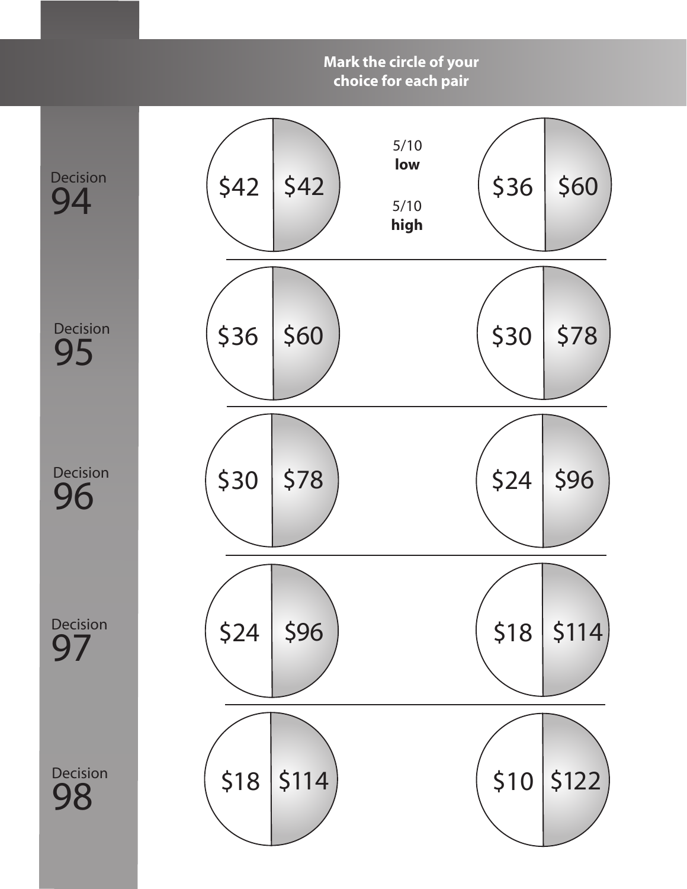**Mark the circle of your choice for each pair**

5/10 **low**

5/10 **high**

| Decision | Left option (low / high) | Right option (low / high) |
| --- | --- | --- |
| Decision 94 | $42 / $42 | $36 / $60 |
| Decision 95 | $36 / $60 | $30 / $78 |
| Decision 96 | $30 / $78 | $24 / $96 |
| Decision 97 | $24 / $96 | $18 / $114 |
| Decision 98 | $18 / $114 | $10 / $122 |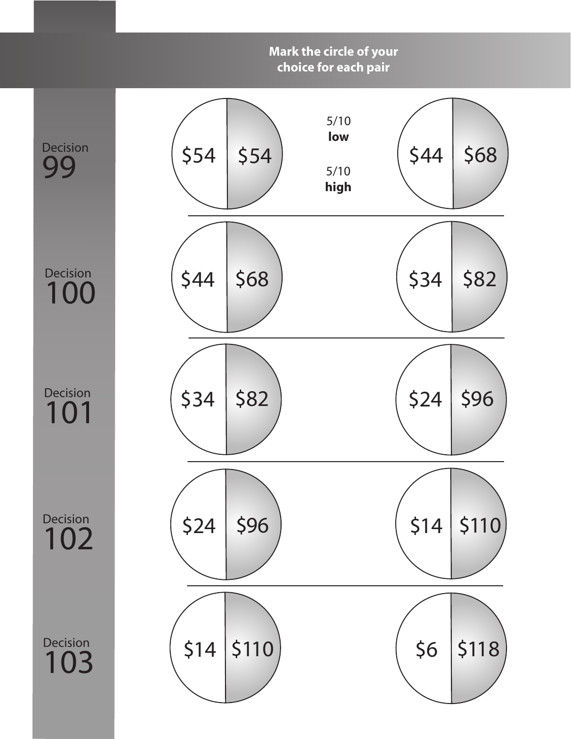**Mark the circle of your choice for each pair**

5/10 **low**

5/10 **high**

| Decision | Left option (low) | Left option (high) | Right option (low) | Right option (high) |
|---|---|---|---|---|
| Decision 99 | $54 | $54 | $44 | $68 |
| Decision 100 | $44 | $68 | $34 | $82 |
| Decision 101 | $34 | $82 | $24 | $96 |
| Decision 102 | $24 | $96 | $14 | $110 |
| Decision 103 | $14 | $110 | $6 | $118 |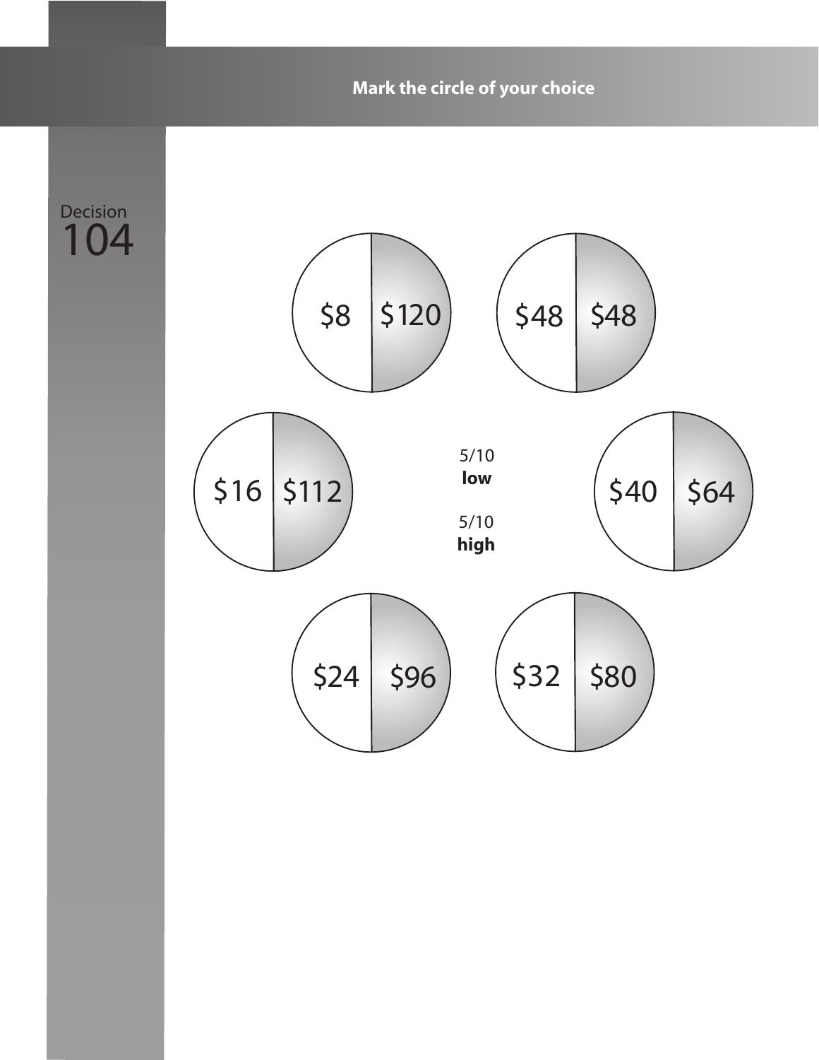**Mark the circle of your choice**

Decision

# 104

| Low (5/10) | High (5/10) |
| --- | --- |
| $8 | $120 |
| $48 | $48 |
| $16 | $112 |
| $40 | $64 |
| $24 | $96 |
| $32 | $80 |

5/10
**low**

5/10
**high**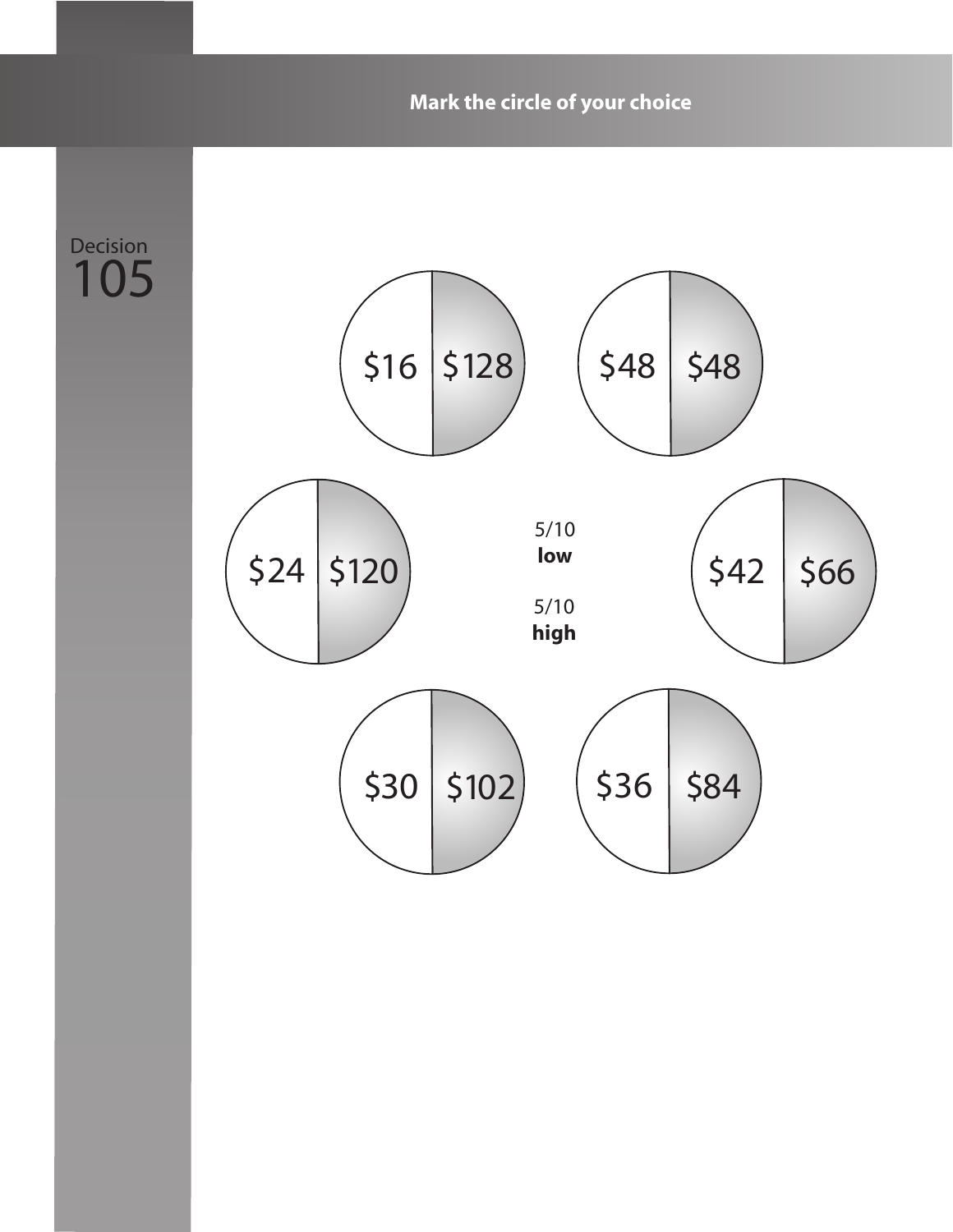**Mark the circle of your choice**

Decision
105

5/10 **low**

5/10 **high**

| Low | High |
| --- | --- |
| $16 | $128 |
| $48 | $48 |
| $24 | $120 |
| $42 | $66 |
| $30 | $102 |
| $36 | $84 |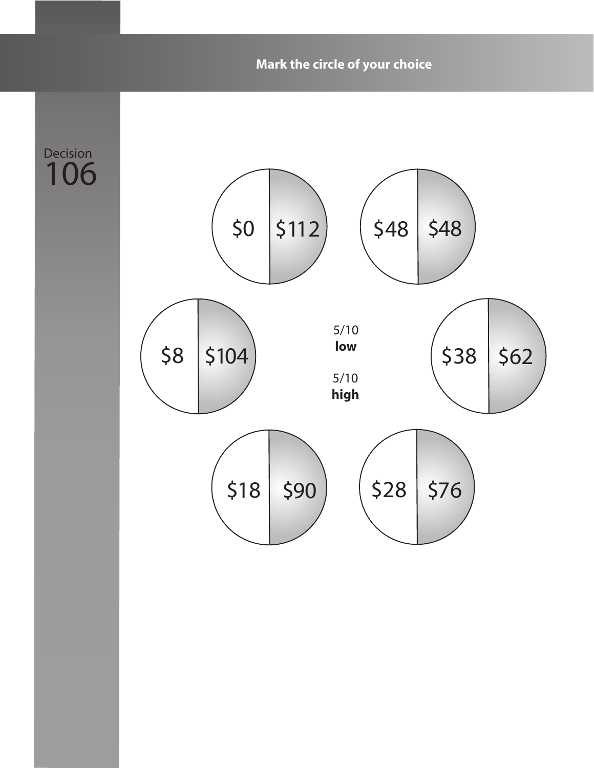**Mark the circle of your choice**

Decision
106

| Low (white) | High (shaded) |
| --- | --- |
| $0 | $112 |
| $48 | $48 |
| $38 | $62 |
| $28 | $76 |
| $18 | $90 |
| $8 | $104 |

5/10 **low**

5/10 **high**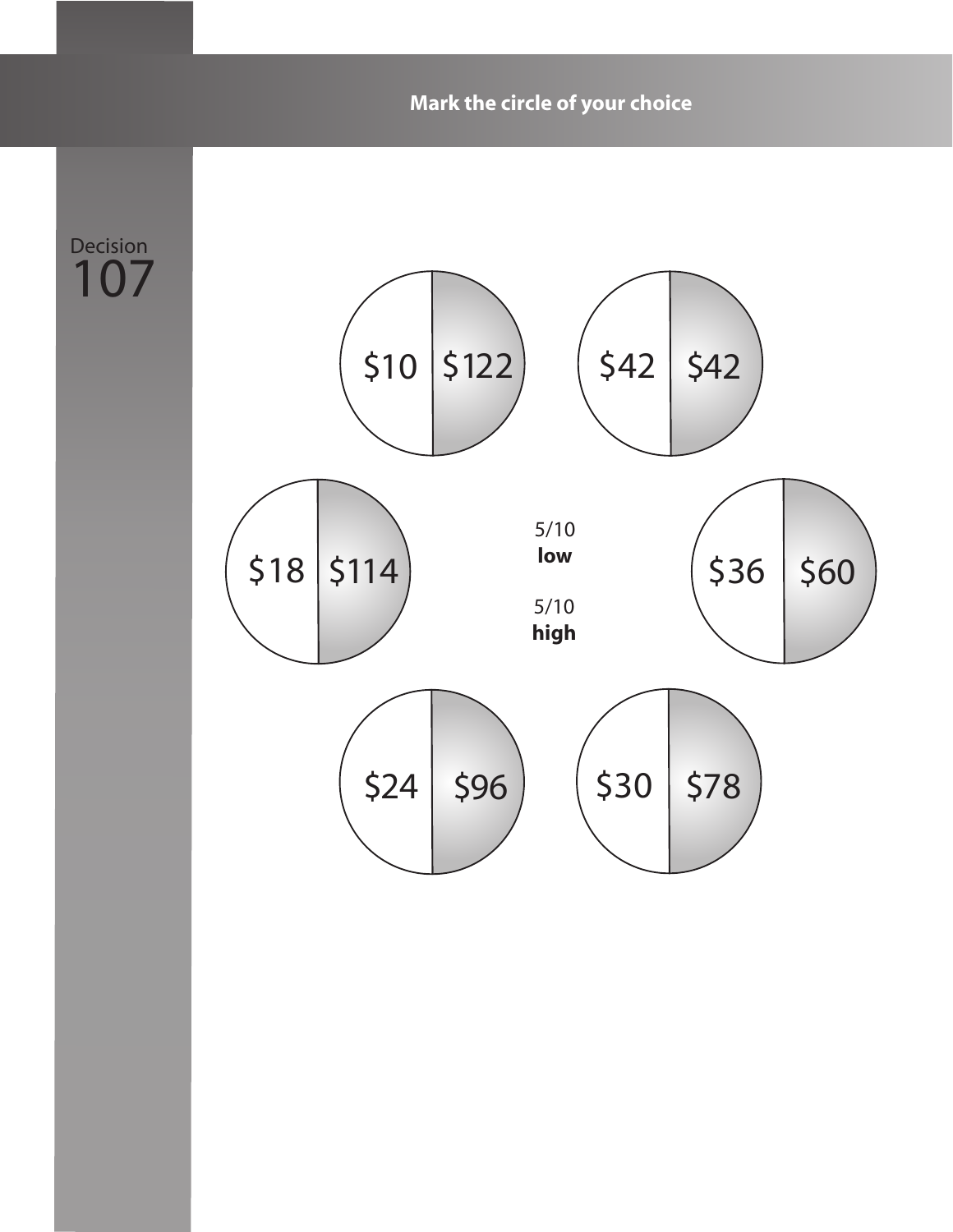**Mark the circle of your choice**

Decision
107

| Circle | Low | High |
|---|---|---|
| Top left | $10 | $122 |
| Top right | $42 | $42 |
| Middle left | $18 | $114 |
| Middle right | $36 | $60 |
| Bottom left | $24 | $96 |
| Bottom right | $30 | $78 |

5/10
**low**

5/10
**high**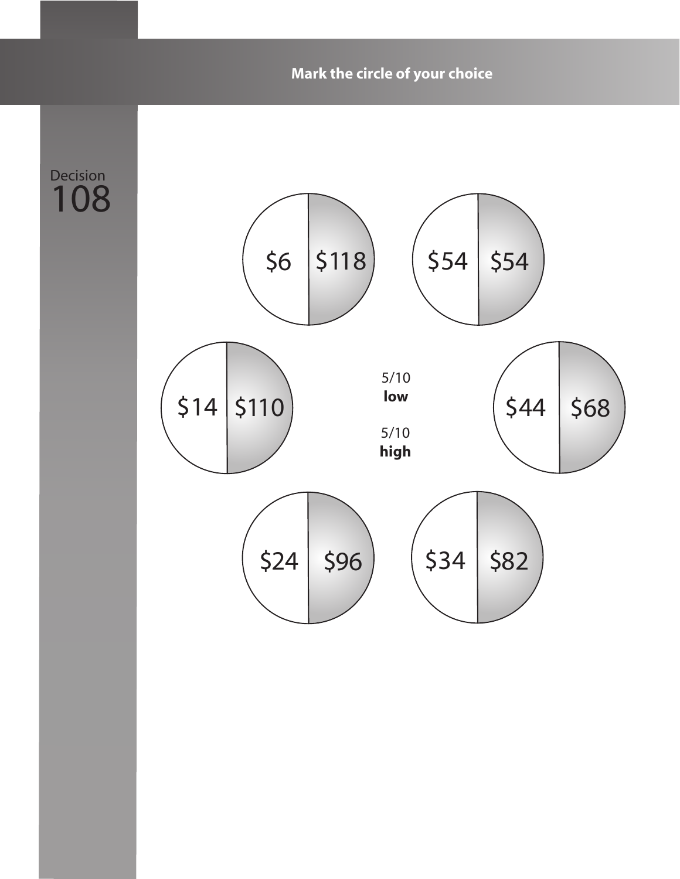**Mark the circle of your choice**

Decision
108

| Low (5/10) | High (5/10) |
|---|---|
| $6 | $118 |
| $54 | $54 |
| $14 | $110 |
| $44 | $68 |
| $24 | $96 |
| $34 | $82 |

5/10
**low**

5/10
**high**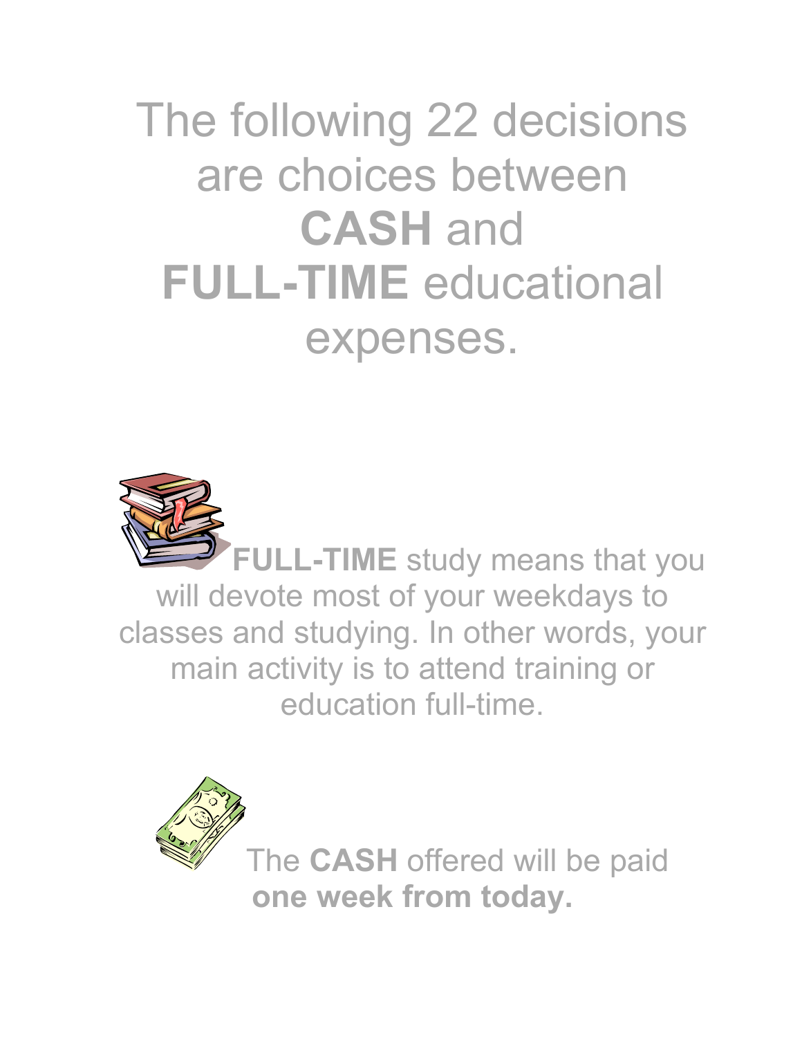# The following 22 decisions are choices between **CASH** and **FULL-TIME** educational expenses.

**FULL-TIME** study means that you will devote most of your weekdays to classes and studying. In other words, your main activity is to attend training or education full-time.

The **CASH** offered will be paid **one week from today.**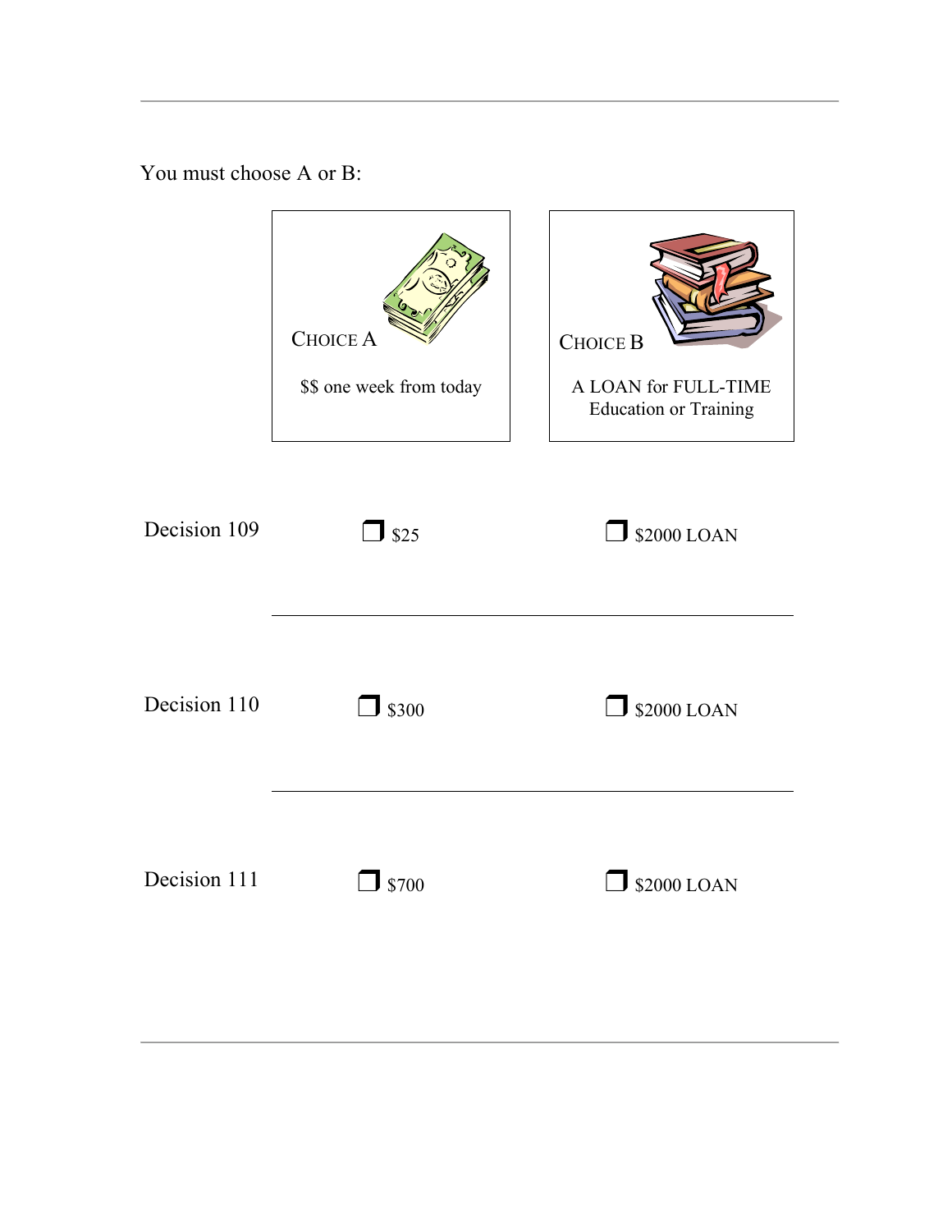You must choose A or B:

| | CHOICE A | CHOICE B |
|---|---|---|
| | $$ one week from today | A LOAN for FULL-TIME Education or Training |
| Decision 109 | ❒ $25 | ❒ $2000 LOAN |
| Decision 110 | ❒ $300 | ❒ $2000 LOAN |
| Decision 111 | ❒ $700 | ❒ $2000 LOAN |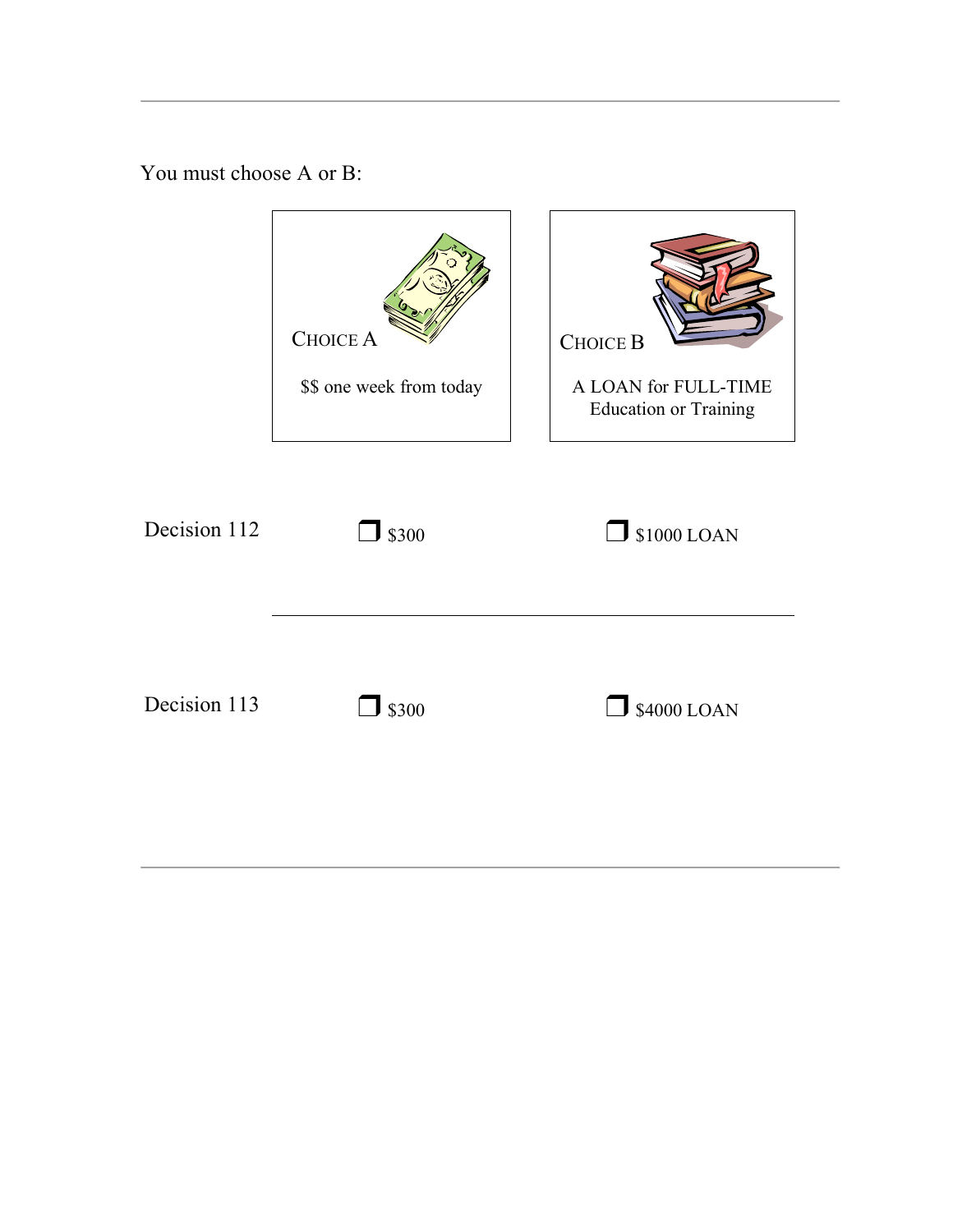You must choose A or B:

| | CHOICE A | CHOICE B |
|---|---|---|
| | $$ one week from today | A LOAN for FULL-TIME Education or Training |
| Decision 112 | ❒ $300 | ❒ $1000 LOAN |
| Decision 113 | ❒ $300 | ❒ $4000 LOAN |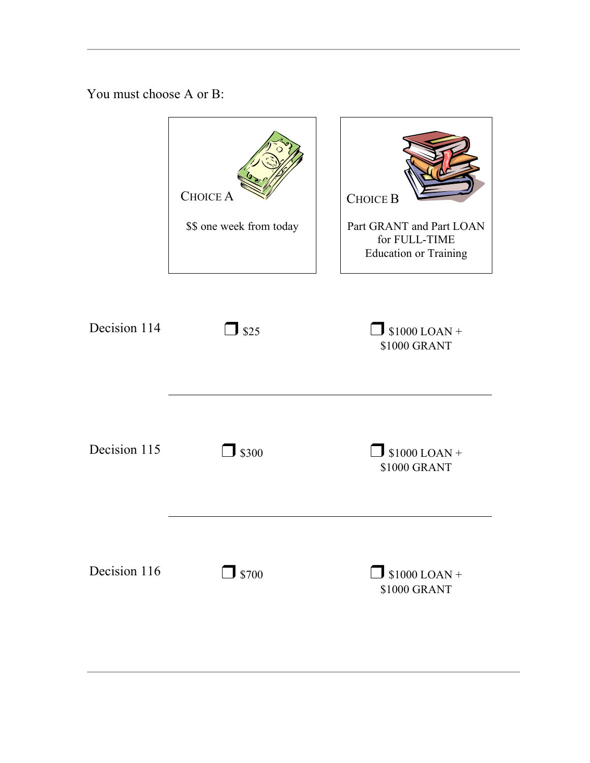You must choose A or B:

| | CHOICE A | CHOICE B |
|---|---|---|
| | $$ one week from today | Part GRANT and Part LOAN for FULL-TIME Education or Training |
| Decision 114 | ❒ $25 | ❒ $1000 LOAN + $1000 GRANT |
| Decision 115 | ❒ $300 | ❒ $1000 LOAN + $1000 GRANT |
| Decision 116 | ❒ $700 | ❒ $1000 LOAN + $1000 GRANT |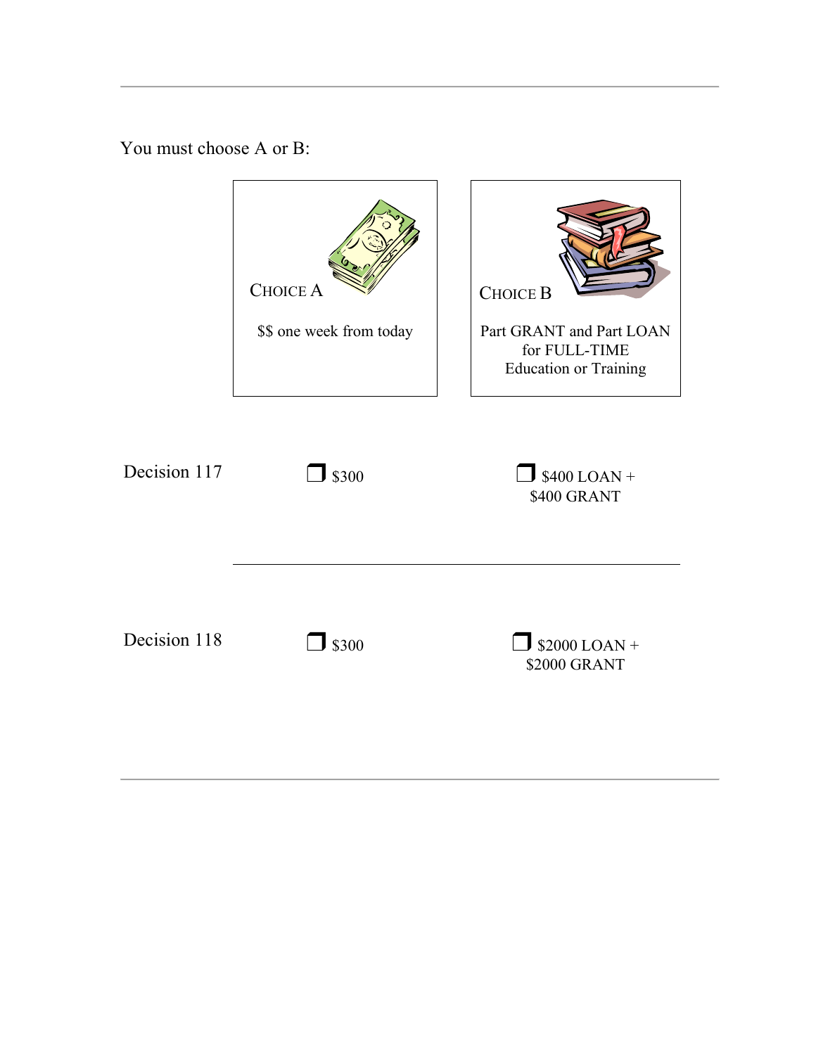You must choose A or B:

| | CHOICE A<br>$$ one week from today | CHOICE B<br>Part GRANT and Part LOAN for FULL-TIME Education or Training |
|---|---|---|
| Decision 117 | ❒ $300 | ❒ $400 LOAN + $400 GRANT |
| Decision 118 | ❒ $300 | ❒ $2000 LOAN + $2000 GRANT |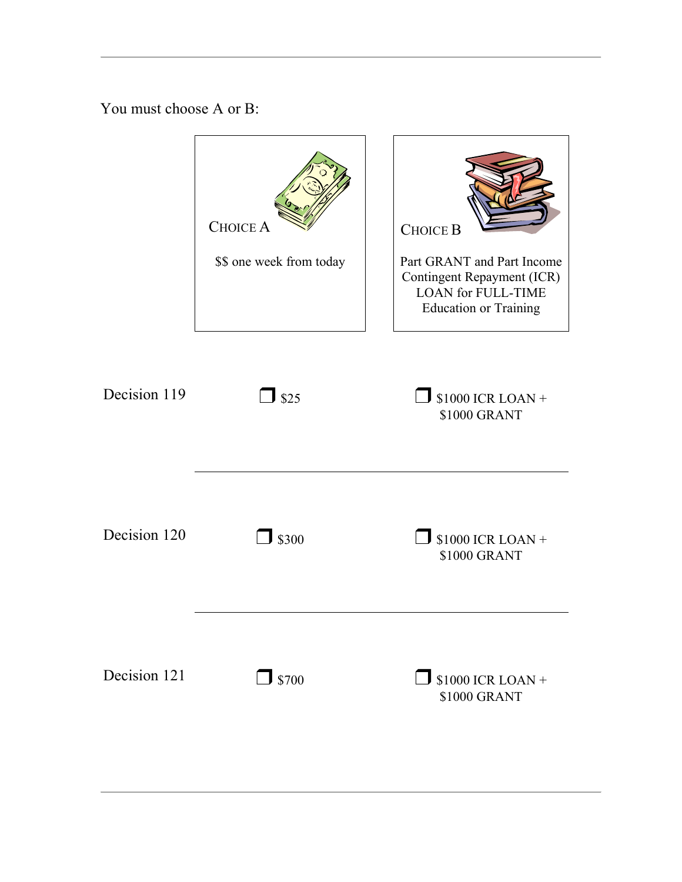You must choose A or B:

| | Choice A | Choice B |
|---|---|---|
| | $$ one week from today | Part GRANT and Part Income Contingent Repayment (ICR) LOAN for FULL-TIME Education or Training |
| Decision 119 | ❒ $25 | ❒ $1000 ICR LOAN + $1000 GRANT |
| Decision 120 | ❒ $300 | ❒ $1000 ICR LOAN + $1000 GRANT |
| Decision 121 | ❒ $700 | ❒ $1000 ICR LOAN + $1000 GRANT |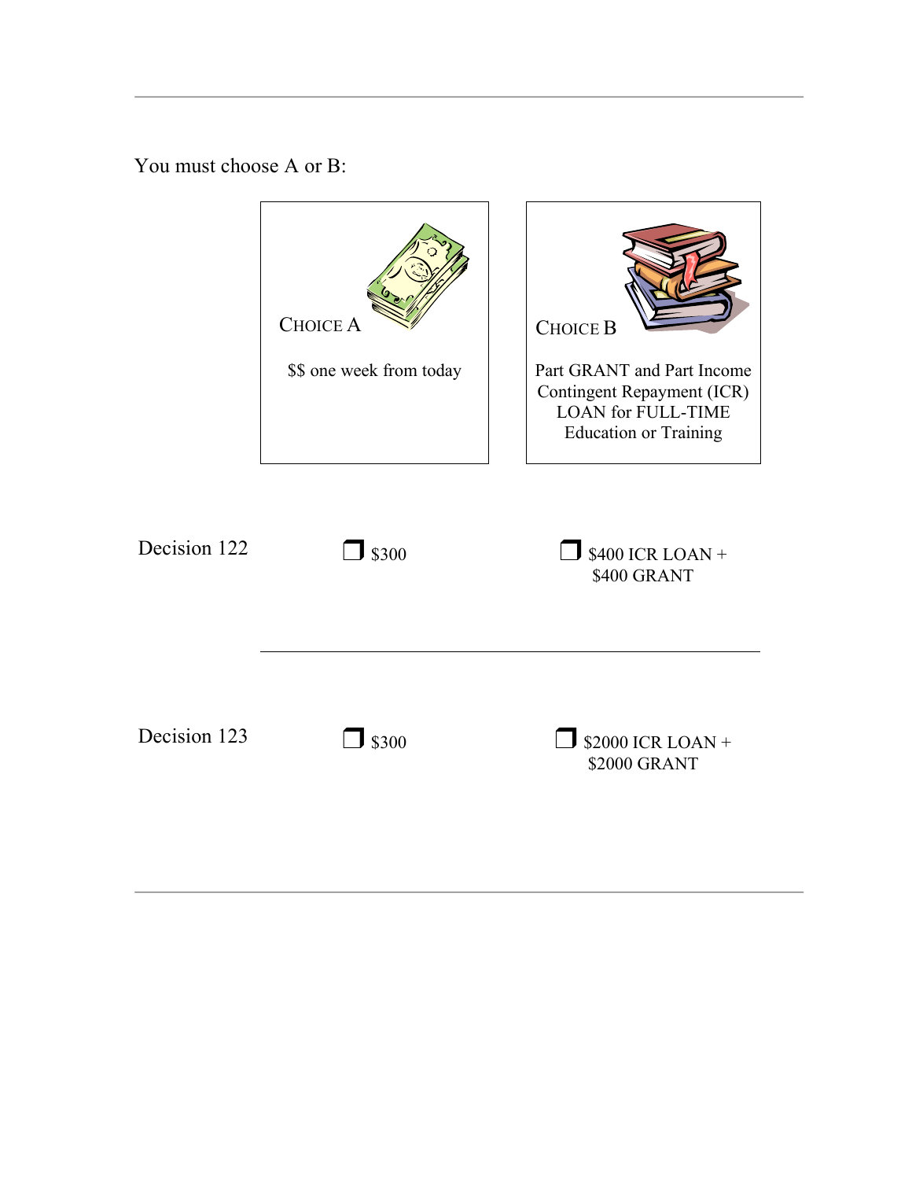You must choose A or B:

| | CHOICE A | CHOICE B |
|---|---|---|
| | $$ one week from today | Part GRANT and Part Income Contingent Repayment (ICR) LOAN for FULL-TIME Education or Training |
| Decision 122 | ❒ $300 | ❒ $400 ICR LOAN + $400 GRANT |
| Decision 123 | ❒ $300 | ❒ $2000 ICR LOAN + $2000 GRANT |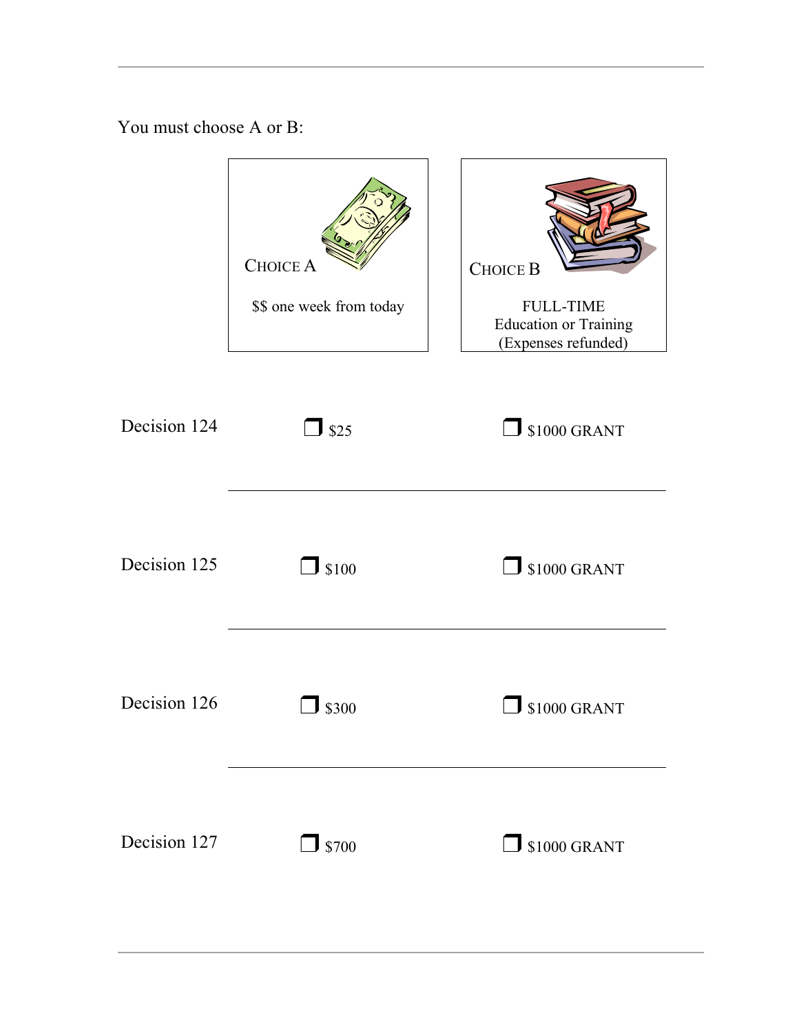You must choose A or B:

| | CHOICE A<br>$$ one week from today | CHOICE B<br>FULL-TIME<br>Education or Training<br>(Expenses refunded) |
|---|---|---|
| Decision 124 | ❒ $25 | ❒ $1000 GRANT |
| Decision 125 | ❒ $100 | ❒ $1000 GRANT |
| Decision 126 | ❒ $300 | ❒ $1000 GRANT |
| Decision 127 | ❒ $700 | ❒ $1000 GRANT |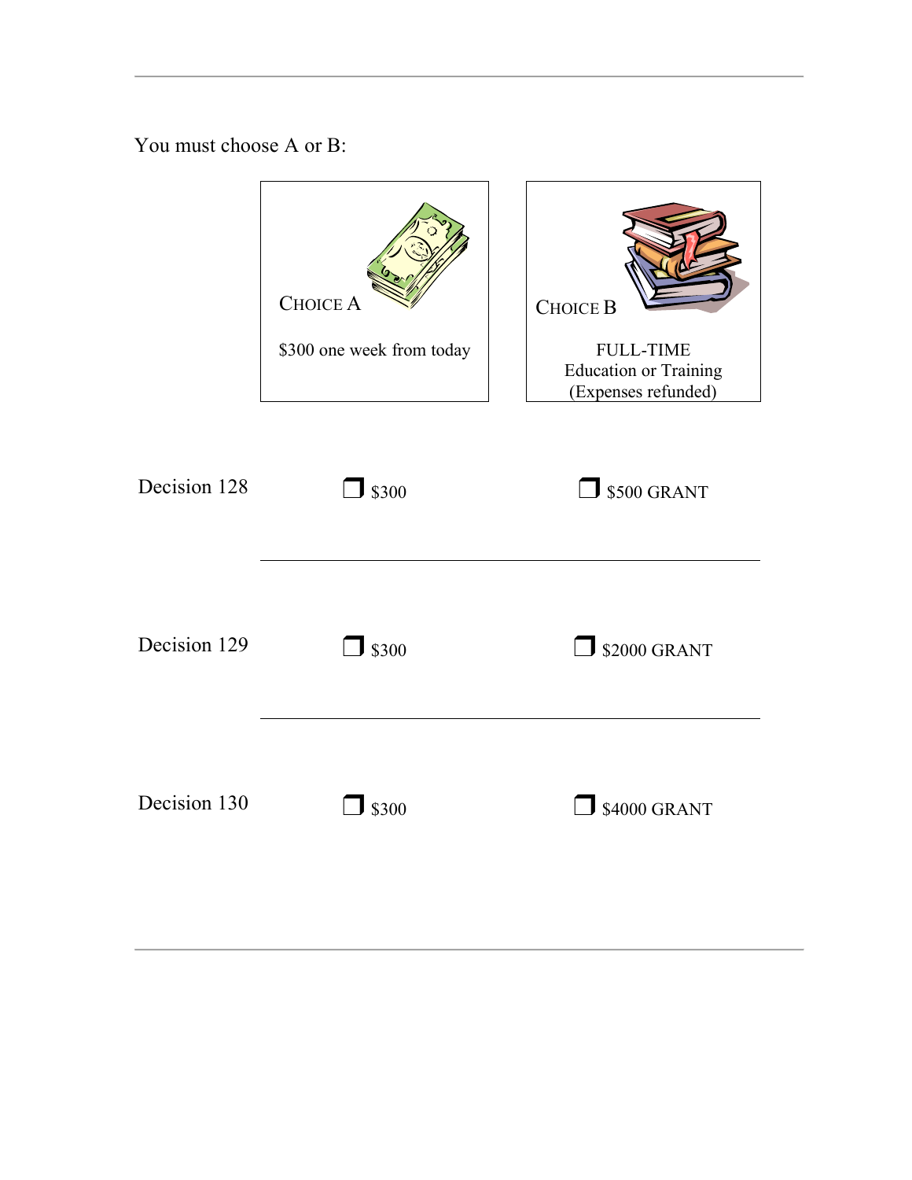You must choose A or B:

| CHOICE A | CHOICE B |
| --- | --- |
| $300 one week from today | FULL-TIME Education or Training (Expenses refunded) |

| | | |
| --- | --- | --- |
| Decision 128 | ❒ $300 | ❒ $500 GRANT |
| Decision 129 | ❒ $300 | ❒ $2000 GRANT |
| Decision 130 | ❒ $300 | ❒ $4000 GRANT |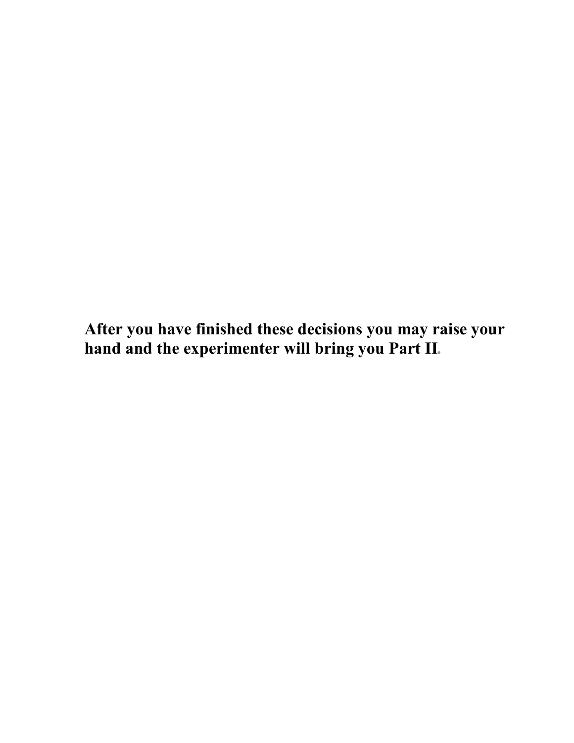**After you have finished these decisions you may raise your hand and the experimenter will bring you Part II.**